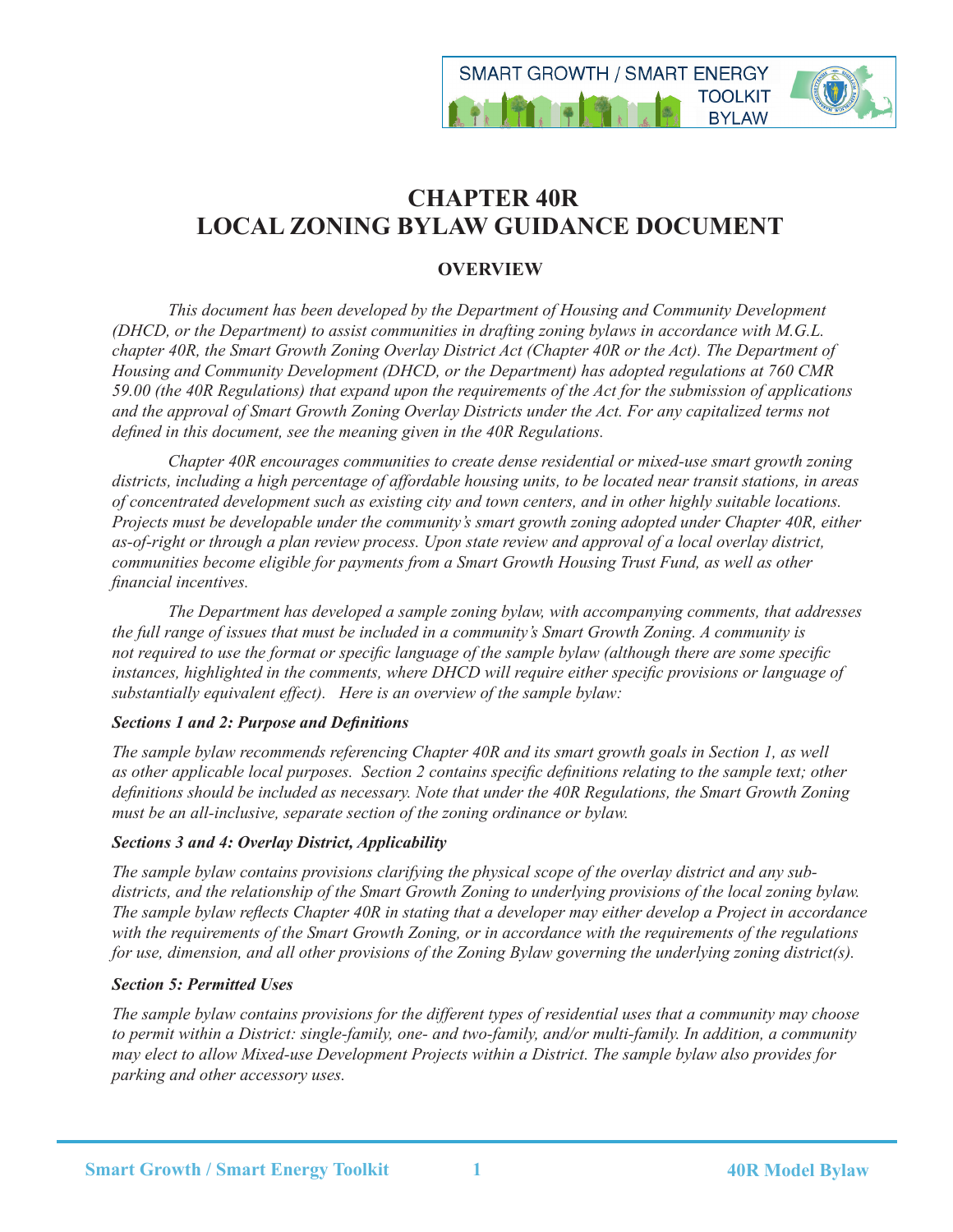# CHAPTER 40R
# LOCAL ZONING BYLAW GUIDANCE DOCUMENT

## OVERVIEW

*This document has been developed by the Department of Housing and Community Development (DHCD, or the Department) to assist communities in drafting zoning bylaws in accordance with M.G.L. chapter 40R, the Smart Growth Zoning Overlay District Act (Chapter 40R or the Act). The Department of Housing and Community Development (DHCD, or the Department) has adopted regulations at 760 CMR 59.00 (the 40R Regulations) that expand upon the requirements of the Act for the submission of applications and the approval of Smart Growth Zoning Overlay Districts under the Act. For any capitalized terms not defined in this document, see the meaning given in the 40R Regulations.*

*Chapter 40R encourages communities to create dense residential or mixed-use smart growth zoning districts, including a high percentage of affordable housing units, to be located near transit stations, in areas of concentrated development such as existing city and town centers, and in other highly suitable locations. Projects must be developable under the community's smart growth zoning adopted under Chapter 40R, either as-of-right or through a plan review process. Upon state review and approval of a local overlay district, communities become eligible for payments from a Smart Growth Housing Trust Fund, as well as other financial incentives.*

*The Department has developed a sample zoning bylaw, with accompanying comments, that addresses the full range of issues that must be included in a community's Smart Growth Zoning. A community is not required to use the format or specific language of the sample bylaw (although there are some specific instances, highlighted in the comments, where DHCD will require either specific provisions or language of substantially equivalent effect). Here is an overview of the sample bylaw:*

***Sections 1 and 2: Purpose and Definitions***

*The sample bylaw recommends referencing Chapter 40R and its smart growth goals in Section 1, as well as other applicable local purposes. Section 2 contains specific definitions relating to the sample text; other definitions should be included as necessary. Note that under the 40R Regulations, the Smart Growth Zoning must be an all-inclusive, separate section of the zoning ordinance or bylaw.*

***Sections 3 and 4: Overlay District, Applicability***

*The sample bylaw contains provisions clarifying the physical scope of the overlay district and any sub-districts, and the relationship of the Smart Growth Zoning to underlying provisions of the local zoning bylaw. The sample bylaw reflects Chapter 40R in stating that a developer may either develop a Project in accordance with the requirements of the Smart Growth Zoning, or in accordance with the requirements of the regulations for use, dimension, and all other provisions of the Zoning Bylaw governing the underlying zoning district(s).*

***Section 5: Permitted Uses***

*The sample bylaw contains provisions for the different types of residential uses that a community may choose to permit within a District: single-family, one- and two-family, and/or multi-family. In addition, a community may elect to allow Mixed-use Development Projects within a District. The sample bylaw also provides for parking and other accessory uses.*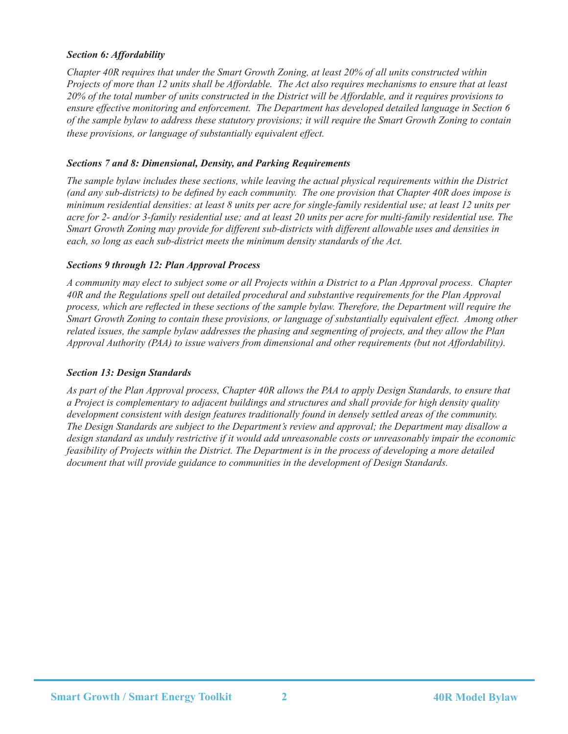### *Section 6: Affordability*

*Chapter 40R requires that under the Smart Growth Zoning, at least 20% of all units constructed within Projects of more than 12 units shall be Affordable. The Act also requires mechanisms to ensure that at least 20% of the total number of units constructed in the District will be Affordable, and it requires provisions to ensure effective monitoring and enforcement. The Department has developed detailed language in Section 6 of the sample bylaw to address these statutory provisions; it will require the Smart Growth Zoning to contain these provisions, or language of substantially equivalent effect.*

### *Sections 7 and 8: Dimensional, Density, and Parking Requirements*

*The sample bylaw includes these sections, while leaving the actual physical requirements within the District (and any sub-districts) to be defined by each community. The one provision that Chapter 40R does impose is minimum residential densities: at least 8 units per acre for single-family residential use; at least 12 units per acre for 2- and/or 3-family residential use; and at least 20 units per acre for multi-family residential use. The Smart Growth Zoning may provide for different sub-districts with different allowable uses and densities in each, so long as each sub-district meets the minimum density standards of the Act.*

### *Sections 9 through 12: Plan Approval Process*

*A community may elect to subject some or all Projects within a District to a Plan Approval process. Chapter 40R and the Regulations spell out detailed procedural and substantive requirements for the Plan Approval process, which are reflected in these sections of the sample bylaw. Therefore, the Department will require the Smart Growth Zoning to contain these provisions, or language of substantially equivalent effect. Among other related issues, the sample bylaw addresses the phasing and segmenting of projects, and they allow the Plan Approval Authority (PAA) to issue waivers from dimensional and other requirements (but not Affordability).*

### *Section 13: Design Standards*

*As part of the Plan Approval process, Chapter 40R allows the PAA to apply Design Standards, to ensure that a Project is complementary to adjacent buildings and structures and shall provide for high density quality development consistent with design features traditionally found in densely settled areas of the community. The Design Standards are subject to the Department's review and approval; the Department may disallow a design standard as unduly restrictive if it would add unreasonable costs or unreasonably impair the economic feasibility of Projects within the District. The Department is in the process of developing a more detailed document that will provide guidance to communities in the development of Design Standards.*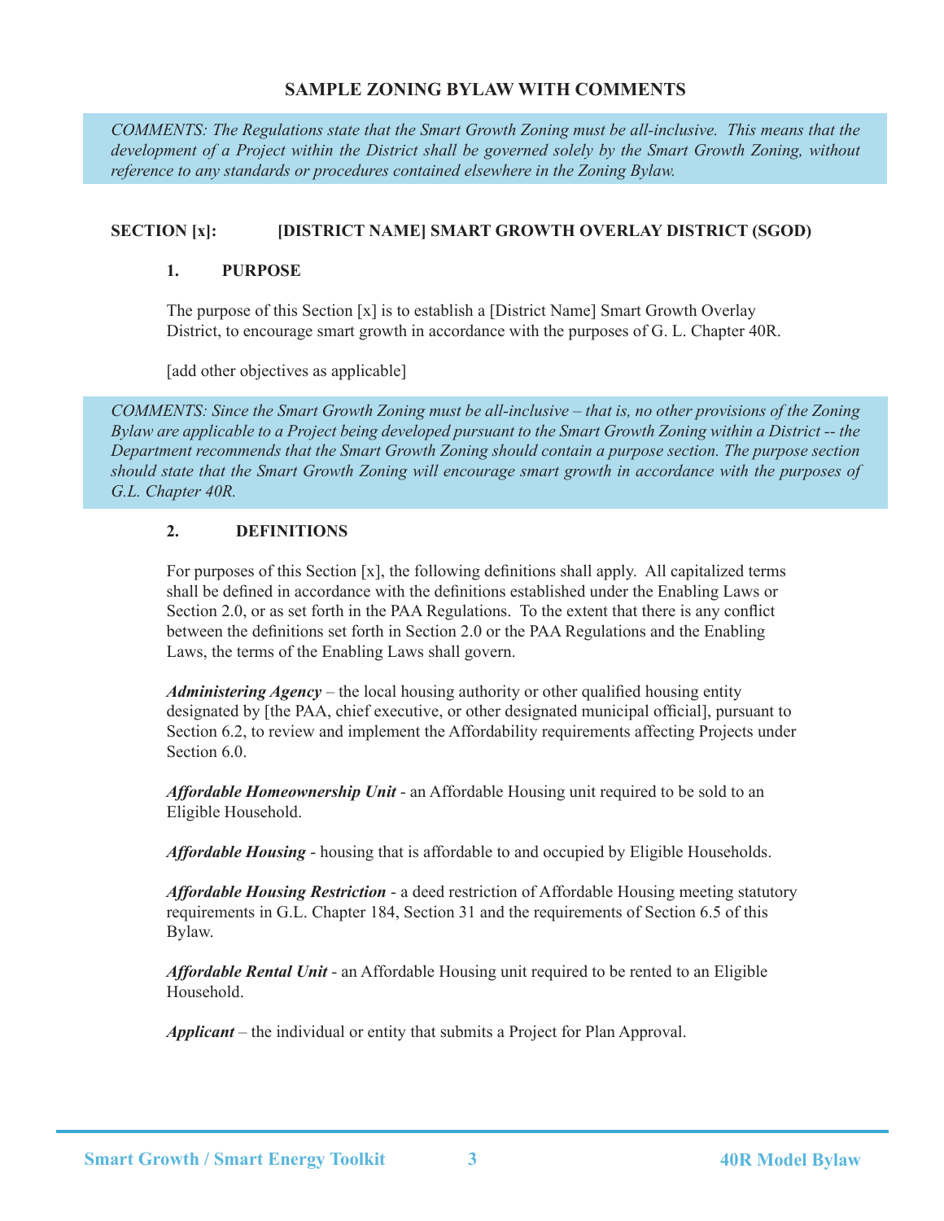## SAMPLE ZONING BYLAW WITH COMMENTS

*COMMENTS: The Regulations state that the Smart Growth Zoning must be all-inclusive. This means that the development of a Project within the District shall be governed solely by the Smart Growth Zoning, without reference to any standards or procedures contained elsewhere in the Zoning Bylaw.*

### SECTION [x]: [DISTRICT NAME] SMART GROWTH OVERLAY DISTRICT (SGOD)

#### 1. PURPOSE

The purpose of this Section [x] is to establish a [District Name] Smart Growth Overlay District, to encourage smart growth in accordance with the purposes of G. L. Chapter 40R.

[add other objectives as applicable]

*COMMENTS: Since the Smart Growth Zoning must be all-inclusive – that is, no other provisions of the Zoning Bylaw are applicable to a Project being developed pursuant to the Smart Growth Zoning within a District -- the Department recommends that the Smart Growth Zoning should contain a purpose section. The purpose section should state that the Smart Growth Zoning will encourage smart growth in accordance with the purposes of G.L. Chapter 40R.*

#### 2. DEFINITIONS

For purposes of this Section [x], the following definitions shall apply. All capitalized terms shall be defined in accordance with the definitions established under the Enabling Laws or Section 2.0, or as set forth in the PAA Regulations. To the extent that there is any conflict between the definitions set forth in Section 2.0 or the PAA Regulations and the Enabling Laws, the terms of the Enabling Laws shall govern.

***Administering Agency*** – the local housing authority or other qualified housing entity designated by [the PAA, chief executive, or other designated municipal official], pursuant to Section 6.2, to review and implement the Affordability requirements affecting Projects under Section 6.0.

***Affordable Homeownership Unit*** - an Affordable Housing unit required to be sold to an Eligible Household.

***Affordable Housing*** - housing that is affordable to and occupied by Eligible Households.

***Affordable Housing Restriction*** - a deed restriction of Affordable Housing meeting statutory requirements in G.L. Chapter 184, Section 31 and the requirements of Section 6.5 of this Bylaw.

***Affordable Rental Unit*** - an Affordable Housing unit required to be rented to an Eligible Household.

***Applicant*** – the individual or entity that submits a Project for Plan Approval.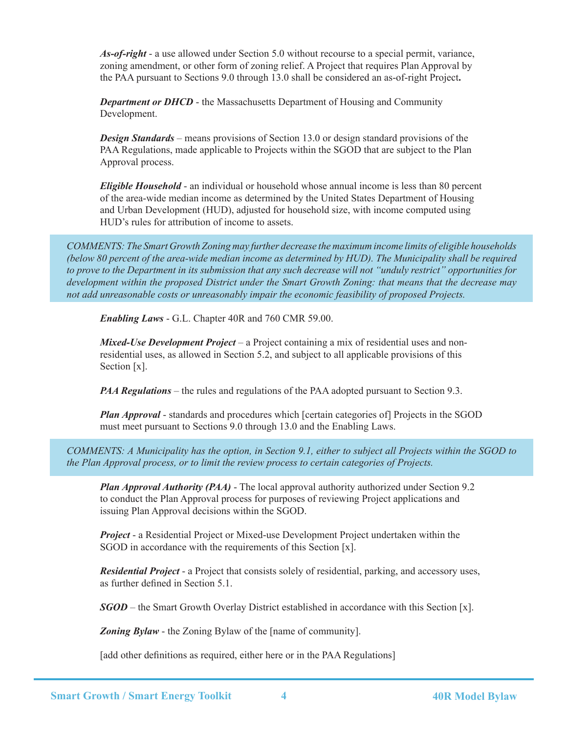***As-of-right*** - a use allowed under Section 5.0 without recourse to a special permit, variance, zoning amendment, or other form of zoning relief. A Project that requires Plan Approval by the PAA pursuant to Sections 9.0 through 13.0 shall be considered an as-of-right Project**.**

***Department or DHCD*** - the Massachusetts Department of Housing and Community Development.

***Design Standards*** – means provisions of Section 13.0 or design standard provisions of the PAA Regulations, made applicable to Projects within the SGOD that are subject to the Plan Approval process.

***Eligible Household*** - an individual or household whose annual income is less than 80 percent of the area-wide median income as determined by the United States Department of Housing and Urban Development (HUD), adjusted for household size, with income computed using HUD's rules for attribution of income to assets.

*COMMENTS: The Smart Growth Zoning may further decrease the maximum income limits of eligible households (below 80 percent of the area-wide median income as determined by HUD). The Municipality shall be required to prove to the Department in its submission that any such decrease will not "unduly restrict" opportunities for development within the proposed District under the Smart Growth Zoning: that means that the decrease may not add unreasonable costs or unreasonably impair the economic feasibility of proposed Projects.*

***Enabling Laws*** - G.L. Chapter 40R and 760 CMR 59.00.

***Mixed-Use Development Project*** – a Project containing a mix of residential uses and non-residential uses, as allowed in Section 5.2, and subject to all applicable provisions of this Section [x].

***PAA Regulations*** – the rules and regulations of the PAA adopted pursuant to Section 9.3.

***Plan Approval*** - standards and procedures which [certain categories of] Projects in the SGOD must meet pursuant to Sections 9.0 through 13.0 and the Enabling Laws.

*COMMENTS: A Municipality has the option, in Section 9.1, either to subject all Projects within the SGOD to the Plan Approval process, or to limit the review process to certain categories of Projects.*

***Plan Approval Authority (PAA)*** - The local approval authority authorized under Section 9.2 to conduct the Plan Approval process for purposes of reviewing Project applications and issuing Plan Approval decisions within the SGOD.

***Project*** - a Residential Project or Mixed-use Development Project undertaken within the SGOD in accordance with the requirements of this Section [x].

***Residential Project*** - a Project that consists solely of residential, parking, and accessory uses, as further defined in Section 5.1.

***SGOD*** – the Smart Growth Overlay District established in accordance with this Section [x].

***Zoning Bylaw*** - the Zoning Bylaw of the [name of community].

[add other definitions as required, either here or in the PAA Regulations]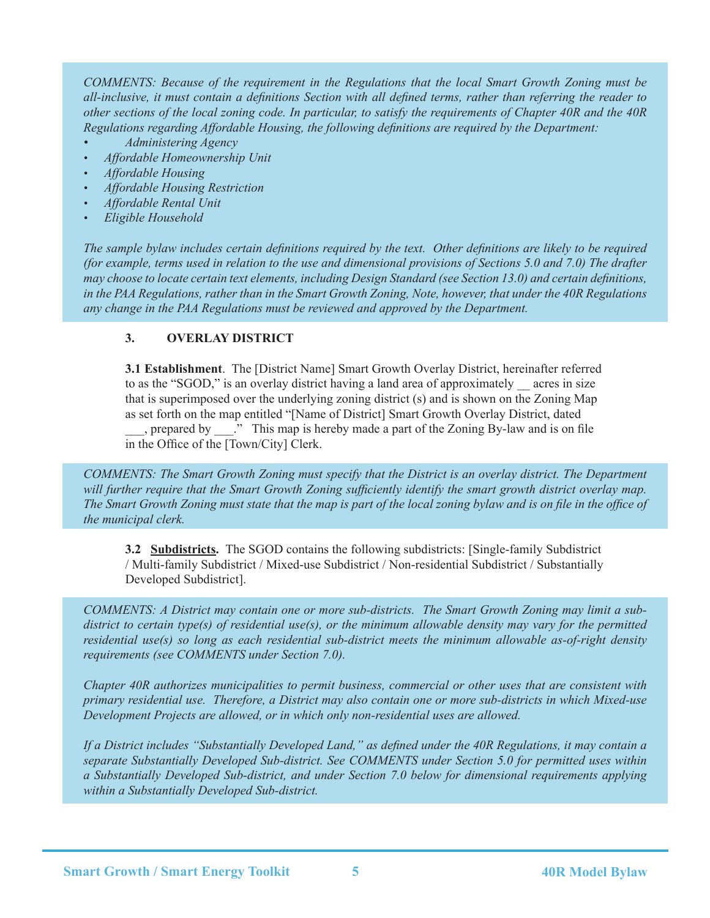*COMMENTS: Because of the requirement in the Regulations that the local Smart Growth Zoning must be all-inclusive, it must contain a definitions Section with all defined terms, rather than referring the reader to other sections of the local zoning code. In particular, to satisfy the requirements of Chapter 40R and the 40R Regulations regarding Affordable Housing, the following definitions are required by the Department:*

- *Administering Agency*
- *Affordable Homeownership Unit*
- *Affordable Housing*
- *Affordable Housing Restriction*
- *Affordable Rental Unit*
- *Eligible Household*

*The sample bylaw includes certain definitions required by the text. Other definitions are likely to be required (for example, terms used in relation to the use and dimensional provisions of Sections 5.0 and 7.0) The drafter may choose to locate certain text elements, including Design Standard (see Section 13.0) and certain definitions, in the PAA Regulations, rather than in the Smart Growth Zoning, Note, however, that under the 40R Regulations any change in the PAA Regulations must be reviewed and approved by the Department.*

## 3. OVERLAY DISTRICT

**3.1 Establishment**. The [District Name] Smart Growth Overlay District, hereinafter referred to as the "SGOD," is an overlay district having a land area of approximately __ acres in size that is superimposed over the underlying zoning district (s) and is shown on the Zoning Map as set forth on the map entitled "[Name of District] Smart Growth Overlay District, dated ___, prepared by ___." This map is hereby made a part of the Zoning By-law and is on file in the Office of the [Town/City] Clerk.

*COMMENTS: The Smart Growth Zoning must specify that the District is an overlay district. The Department will further require that the Smart Growth Zoning sufficiently identify the smart growth district overlay map. The Smart Growth Zoning must state that the map is part of the local zoning bylaw and is on file in the office of the municipal clerk.*

**3.2 <u>Subdistricts</u>.** The SGOD contains the following subdistricts: [Single-family Subdistrict / Multi-family Subdistrict / Mixed-use Subdistrict / Non-residential Subdistrict / Substantially Developed Subdistrict].

*COMMENTS: A District may contain one or more sub-districts. The Smart Growth Zoning may limit a sub-district to certain type(s) of residential use(s), or the minimum allowable density may vary for the permitted residential use(s) so long as each residential sub-district meets the minimum allowable as-of-right density requirements (see COMMENTS under Section 7.0).*

*Chapter 40R authorizes municipalities to permit business, commercial or other uses that are consistent with primary residential use. Therefore, a District may also contain one or more sub-districts in which Mixed-use Development Projects are allowed, or in which only non-residential uses are allowed.*

*If a District includes "Substantially Developed Land," as defined under the 40R Regulations, it may contain a separate Substantially Developed Sub-district. See COMMENTS under Section 5.0 for permitted uses within a Substantially Developed Sub-district, and under Section 7.0 below for dimensional requirements applying within a Substantially Developed Sub-district.*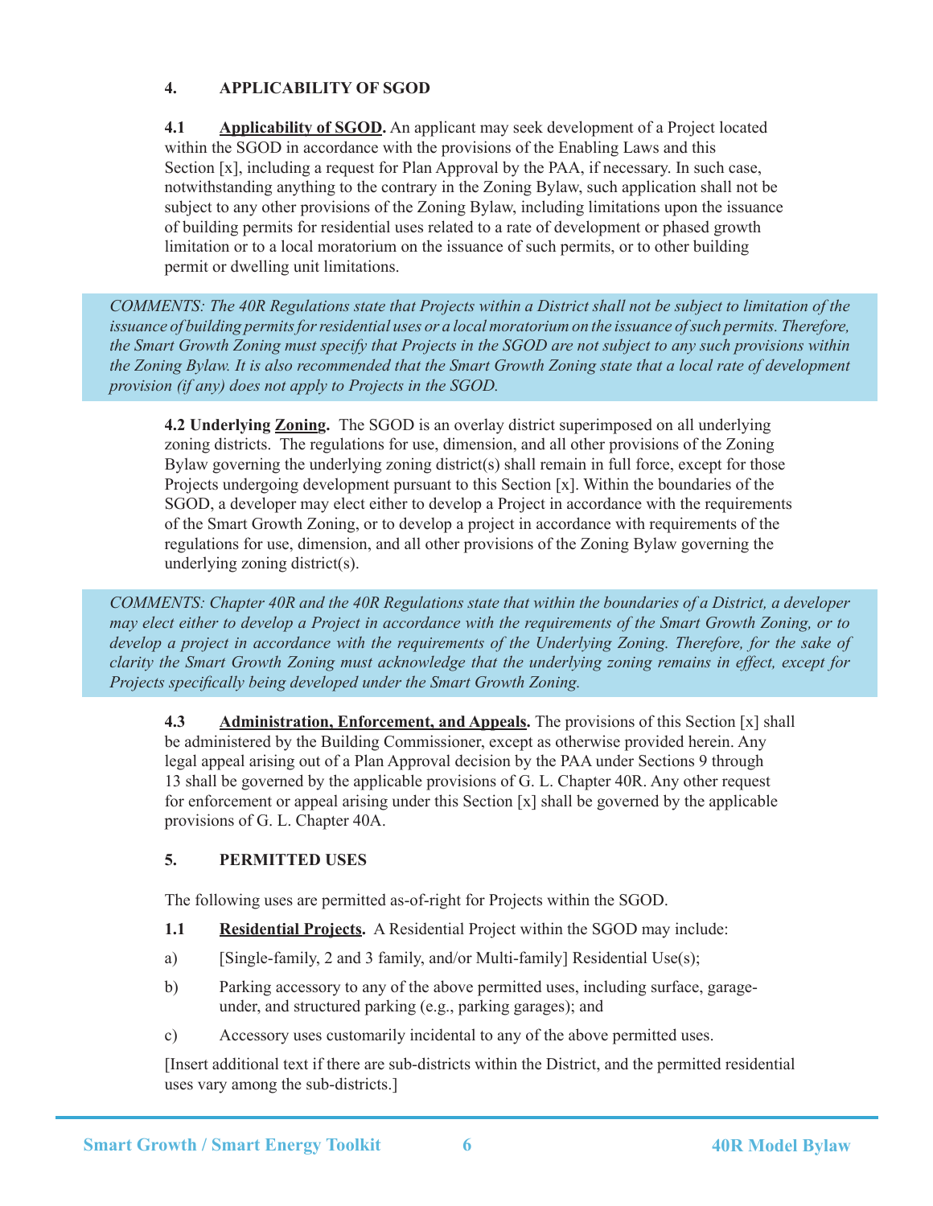## 4. APPLICABILITY OF SGOD

**4.1 Applicability of SGOD.** An applicant may seek development of a Project located within the SGOD in accordance with the provisions of the Enabling Laws and this Section [x], including a request for Plan Approval by the PAA, if necessary. In such case, notwithstanding anything to the contrary in the Zoning Bylaw, such application shall not be subject to any other provisions of the Zoning Bylaw, including limitations upon the issuance of building permits for residential uses related to a rate of development or phased growth limitation or to a local moratorium on the issuance of such permits, or to other building permit or dwelling unit limitations.

*COMMENTS: The 40R Regulations state that Projects within a District shall not be subject to limitation of the issuance of building permits for residential uses or a local moratorium on the issuance of such permits. Therefore, the Smart Growth Zoning must specify that Projects in the SGOD are not subject to any such provisions within the Zoning Bylaw. It is also recommended that the Smart Growth Zoning state that a local rate of development provision (if any) does not apply to Projects in the SGOD.*

**4.2 Underlying Zoning.** The SGOD is an overlay district superimposed on all underlying zoning districts. The regulations for use, dimension, and all other provisions of the Zoning Bylaw governing the underlying zoning district(s) shall remain in full force, except for those Projects undergoing development pursuant to this Section [x]. Within the boundaries of the SGOD, a developer may elect either to develop a Project in accordance with the requirements of the Smart Growth Zoning, or to develop a project in accordance with requirements of the regulations for use, dimension, and all other provisions of the Zoning Bylaw governing the underlying zoning district(s).

*COMMENTS: Chapter 40R and the 40R Regulations state that within the boundaries of a District, a developer may elect either to develop a Project in accordance with the requirements of the Smart Growth Zoning, or to develop a project in accordance with the requirements of the Underlying Zoning. Therefore, for the sake of clarity the Smart Growth Zoning must acknowledge that the underlying zoning remains in effect, except for Projects specifically being developed under the Smart Growth Zoning.*

**4.3 Administration, Enforcement, and Appeals.** The provisions of this Section [x] shall be administered by the Building Commissioner, except as otherwise provided herein. Any legal appeal arising out of a Plan Approval decision by the PAA under Sections 9 through 13 shall be governed by the applicable provisions of G. L. Chapter 40R. Any other request for enforcement or appeal arising under this Section [x] shall be governed by the applicable provisions of G. L. Chapter 40A.

## 5. PERMITTED USES

The following uses are permitted as-of-right for Projects within the SGOD.

**1.1 Residential Projects.** A Residential Project within the SGOD may include:

a) [Single-family, 2 and 3 family, and/or Multi-family] Residential Use(s);

b) Parking accessory to any of the above permitted uses, including surface, garage-under, and structured parking (e.g., parking garages); and

c) Accessory uses customarily incidental to any of the above permitted uses.

[Insert additional text if there are sub-districts within the District, and the permitted residential uses vary among the sub-districts.]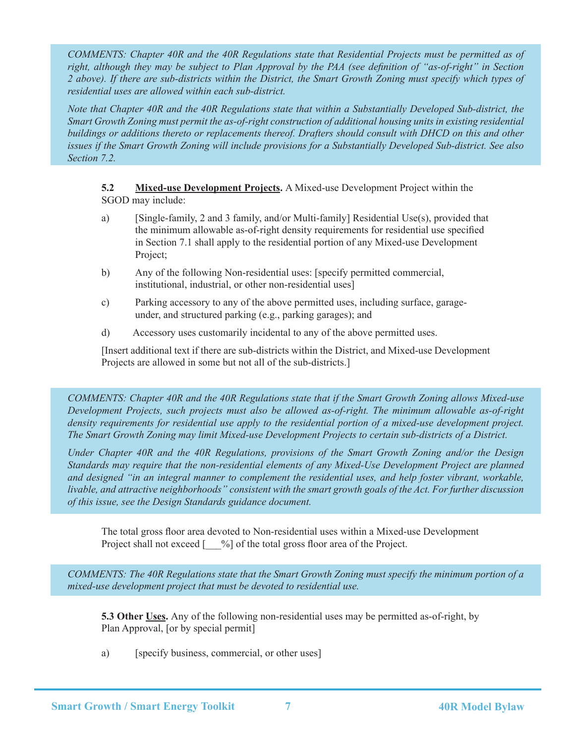*COMMENTS: Chapter 40R and the 40R Regulations state that Residential Projects must be permitted as of right, although they may be subject to Plan Approval by the PAA (see definition of "as-of-right" in Section 2 above). If there are sub-districts within the District, the Smart Growth Zoning must specify which types of residential uses are allowed within each sub-district.*

*Note that Chapter 40R and the 40R Regulations state that within a Substantially Developed Sub-district, the Smart Growth Zoning must permit the as-of-right construction of additional housing units in existing residential buildings or additions thereto or replacements thereof. Drafters should consult with DHCD on this and other issues if the Smart Growth Zoning will include provisions for a Substantially Developed Sub-district. See also Section 7.2.*

**5.2 Mixed-use Development Projects.** A Mixed-use Development Project within the SGOD may include:

a) [Single-family, 2 and 3 family, and/or Multi-family] Residential Use(s), provided that the minimum allowable as-of-right density requirements for residential use specified in Section 7.1 shall apply to the residential portion of any Mixed-use Development Project;

b) Any of the following Non-residential uses: [specify permitted commercial, institutional, industrial, or other non-residential uses]

c) Parking accessory to any of the above permitted uses, including surface, garage-under, and structured parking (e.g., parking garages); and

d) Accessory uses customarily incidental to any of the above permitted uses.

[Insert additional text if there are sub-districts within the District, and Mixed-use Development Projects are allowed in some but not all of the sub-districts.]

*COMMENTS: Chapter 40R and the 40R Regulations state that if the Smart Growth Zoning allows Mixed-use Development Projects, such projects must also be allowed as-of-right. The minimum allowable as-of-right density requirements for residential use apply to the residential portion of a mixed-use development project. The Smart Growth Zoning may limit Mixed-use Development Projects to certain sub-districts of a District.*

*Under Chapter 40R and the 40R Regulations, provisions of the Smart Growth Zoning and/or the Design Standards may require that the non-residential elements of any Mixed-Use Development Project are planned and designed "in an integral manner to complement the residential uses, and help foster vibrant, workable, livable, and attractive neighborhoods" consistent with the smart growth goals of the Act. For further discussion of this issue, see the Design Standards guidance document.*

The total gross floor area devoted to Non-residential uses within a Mixed-use Development Project shall not exceed [___%] of the total gross floor area of the Project.

*COMMENTS: The 40R Regulations state that the Smart Growth Zoning must specify the minimum portion of a mixed-use development project that must be devoted to residential use.*

**5.3 Other Uses.** Any of the following non-residential uses may be permitted as-of-right, by Plan Approval, [or by special permit]

a) [specify business, commercial, or other uses]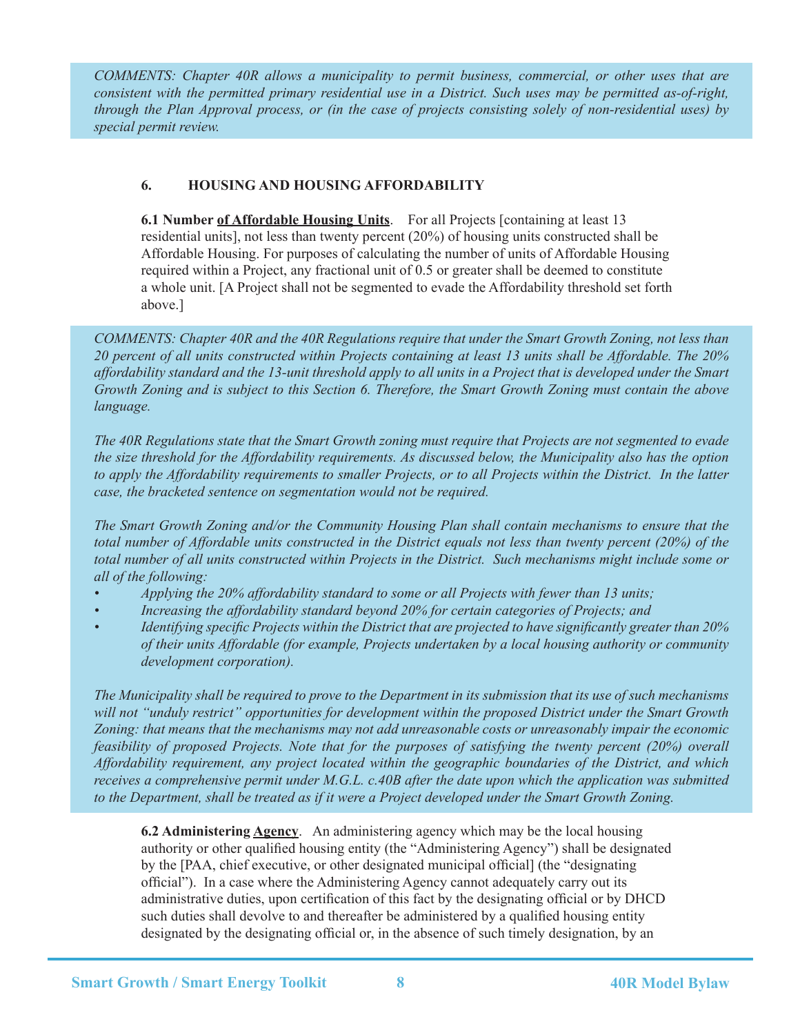*COMMENTS: Chapter 40R allows a municipality to permit business, commercial, or other uses that are consistent with the permitted primary residential use in a District. Such uses may be permitted as-of-right, through the Plan Approval process, or (in the case of projects consisting solely of non-residential uses) by special permit review.*

## 6. HOUSING AND HOUSING AFFORDABILITY

**6.1 Number of Affordable Housing Units**. For all Projects [containing at least 13 residential units], not less than twenty percent (20%) of housing units constructed shall be Affordable Housing. For purposes of calculating the number of units of Affordable Housing required within a Project, any fractional unit of 0.5 or greater shall be deemed to constitute a whole unit. [A Project shall not be segmented to evade the Affordability threshold set forth above.]

*COMMENTS: Chapter 40R and the 40R Regulations require that under the Smart Growth Zoning, not less than 20 percent of all units constructed within Projects containing at least 13 units shall be Affordable. The 20% affordability standard and the 13-unit threshold apply to all units in a Project that is developed under the Smart Growth Zoning and is subject to this Section 6. Therefore, the Smart Growth Zoning must contain the above language.*

*The 40R Regulations state that the Smart Growth zoning must require that Projects are not segmented to evade the size threshold for the Affordability requirements. As discussed below, the Municipality also has the option to apply the Affordability requirements to smaller Projects, or to all Projects within the District. In the latter case, the bracketed sentence on segmentation would not be required.*

*The Smart Growth Zoning and/or the Community Housing Plan shall contain mechanisms to ensure that the total number of Affordable units constructed in the District equals not less than twenty percent (20%) of the total number of all units constructed within Projects in the District. Such mechanisms might include some or all of the following:*

- *Applying the 20% affordability standard to some or all Projects with fewer than 13 units;*
- *Increasing the affordability standard beyond 20% for certain categories of Projects; and*
- *Identifying specific Projects within the District that are projected to have significantly greater than 20% of their units Affordable (for example, Projects undertaken by a local housing authority or community development corporation).*

*The Municipality shall be required to prove to the Department in its submission that its use of such mechanisms will not "unduly restrict" opportunities for development within the proposed District under the Smart Growth Zoning: that means that the mechanisms may not add unreasonable costs or unreasonably impair the economic feasibility of proposed Projects. Note that for the purposes of satisfying the twenty percent (20%) overall Affordability requirement, any project located within the geographic boundaries of the District, and which receives a comprehensive permit under M.G.L. c.40B after the date upon which the application was submitted to the Department, shall be treated as if it were a Project developed under the Smart Growth Zoning.*

**6.2 Administering Agency**. An administering agency which may be the local housing authority or other qualified housing entity (the "Administering Agency") shall be designated by the [PAA, chief executive, or other designated municipal official] (the "designating official"). In a case where the Administering Agency cannot adequately carry out its administrative duties, upon certification of this fact by the designating official or by DHCD such duties shall devolve to and thereafter be administered by a qualified housing entity designated by the designating official or, in the absence of such timely designation, by an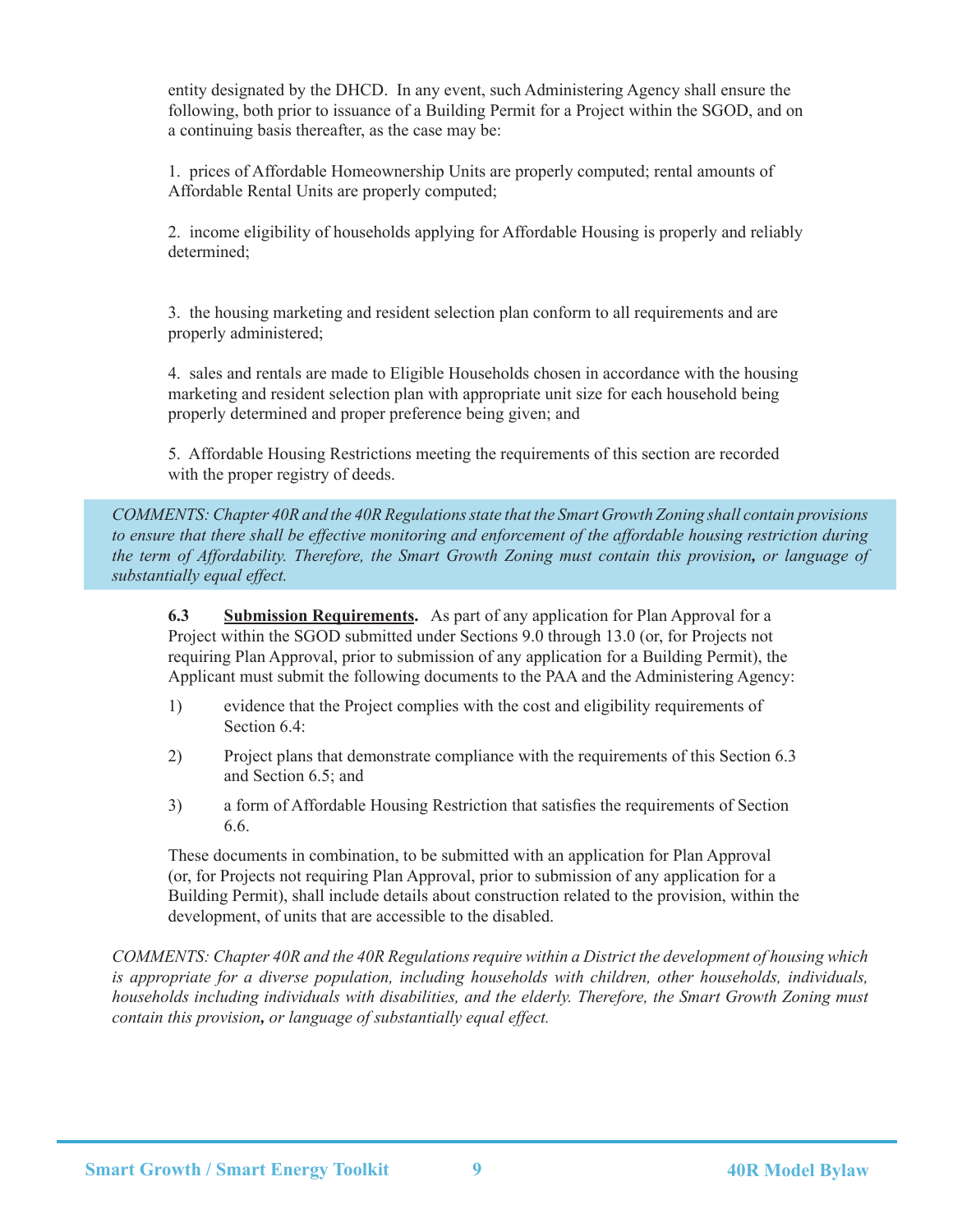entity designated by the DHCD. In any event, such Administering Agency shall ensure the following, both prior to issuance of a Building Permit for a Project within the SGOD, and on a continuing basis thereafter, as the case may be:

1. prices of Affordable Homeownership Units are properly computed; rental amounts of Affordable Rental Units are properly computed;

2. income eligibility of households applying for Affordable Housing is properly and reliably determined;

3. the housing marketing and resident selection plan conform to all requirements and are properly administered;

4. sales and rentals are made to Eligible Households chosen in accordance with the housing marketing and resident selection plan with appropriate unit size for each household being properly determined and proper preference being given; and

5. Affordable Housing Restrictions meeting the requirements of this section are recorded with the proper registry of deeds.

*COMMENTS: Chapter 40R and the 40R Regulations state that the Smart Growth Zoning shall contain provisions to ensure that there shall be effective monitoring and enforcement of the affordable housing restriction during the term of Affordability. Therefore, the Smart Growth Zoning must contain this provision**,** or language of substantially equal effect.*

**6.3 <u>Submission Requirements</u>.** As part of any application for Plan Approval for a Project within the SGOD submitted under Sections 9.0 through 13.0 (or, for Projects not requiring Plan Approval, prior to submission of any application for a Building Permit), the Applicant must submit the following documents to the PAA and the Administering Agency:

1) evidence that the Project complies with the cost and eligibility requirements of Section 6.4:

2) Project plans that demonstrate compliance with the requirements of this Section 6.3 and Section 6.5; and

3) a form of Affordable Housing Restriction that satisfies the requirements of Section 6.6.

These documents in combination, to be submitted with an application for Plan Approval (or, for Projects not requiring Plan Approval, prior to submission of any application for a Building Permit), shall include details about construction related to the provision, within the development, of units that are accessible to the disabled.

*COMMENTS: Chapter 40R and the 40R Regulations require within a District the development of housing which is appropriate for a diverse population, including households with children, other households, individuals, households including individuals with disabilities, and the elderly. Therefore, the Smart Growth Zoning must contain this provision**,** or language of substantially equal effect.*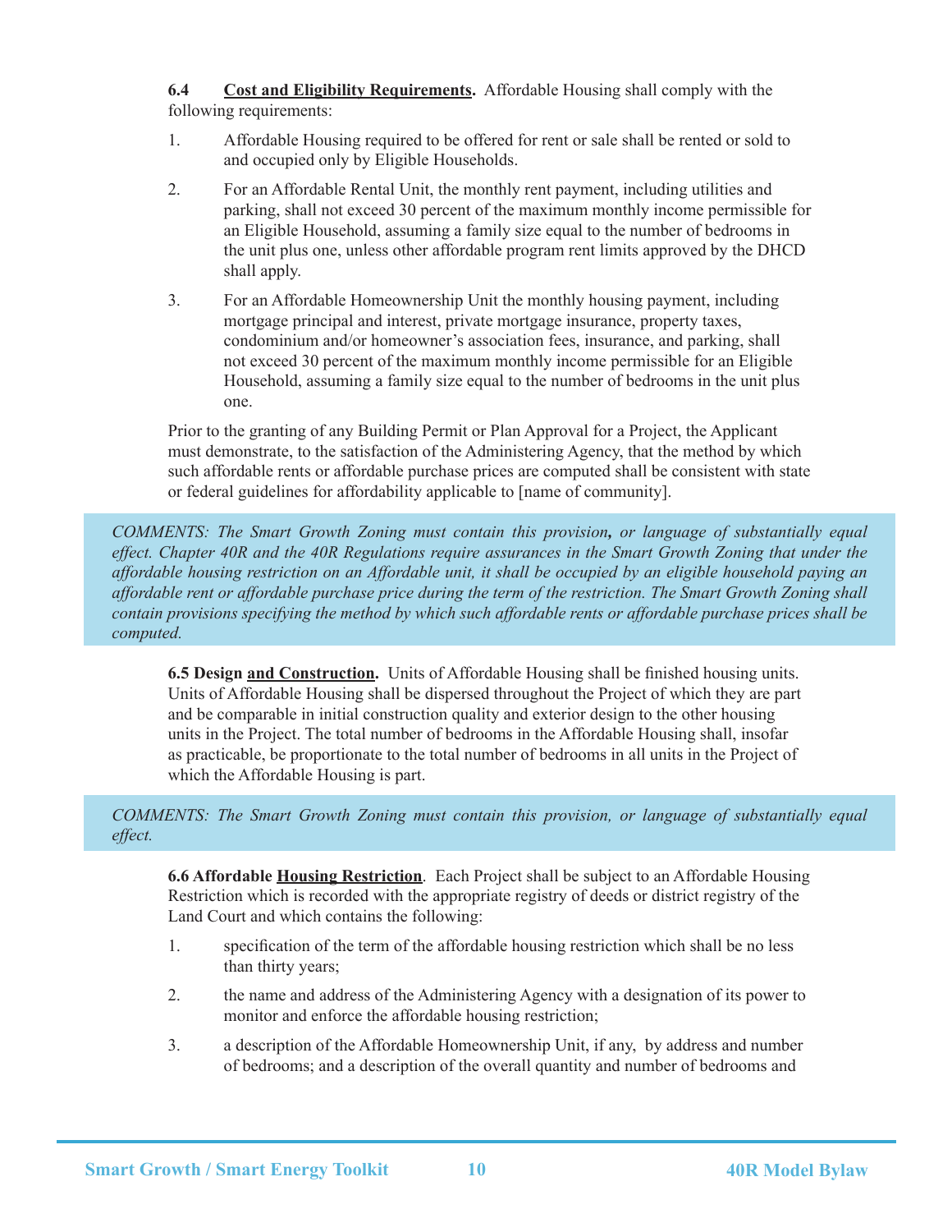**6.4 Cost and Eligibility Requirements.** Affordable Housing shall comply with the following requirements:

1. Affordable Housing required to be offered for rent or sale shall be rented or sold to and occupied only by Eligible Households.
2. For an Affordable Rental Unit, the monthly rent payment, including utilities and parking, shall not exceed 30 percent of the maximum monthly income permissible for an Eligible Household, assuming a family size equal to the number of bedrooms in the unit plus one, unless other affordable program rent limits approved by the DHCD shall apply.
3. For an Affordable Homeownership Unit the monthly housing payment, including mortgage principal and interest, private mortgage insurance, property taxes, condominium and/or homeowner's association fees, insurance, and parking, shall not exceed 30 percent of the maximum monthly income permissible for an Eligible Household, assuming a family size equal to the number of bedrooms in the unit plus one.

Prior to the granting of any Building Permit or Plan Approval for a Project, the Applicant must demonstrate, to the satisfaction of the Administering Agency, that the method by which such affordable rents or affordable purchase prices are computed shall be consistent with state or federal guidelines for affordability applicable to [name of community].

*COMMENTS: The Smart Growth Zoning must contain this provision, or language of substantially equal effect. Chapter 40R and the 40R Regulations require assurances in the Smart Growth Zoning that under the affordable housing restriction on an Affordable unit, it shall be occupied by an eligible household paying an affordable rent or affordable purchase price during the term of the restriction. The Smart Growth Zoning shall contain provisions specifying the method by which such affordable rents or affordable purchase prices shall be computed.*

**6.5 Design and Construction.** Units of Affordable Housing shall be finished housing units. Units of Affordable Housing shall be dispersed throughout the Project of which they are part and be comparable in initial construction quality and exterior design to the other housing units in the Project. The total number of bedrooms in the Affordable Housing shall, insofar as practicable, be proportionate to the total number of bedrooms in all units in the Project of which the Affordable Housing is part.

*COMMENTS: The Smart Growth Zoning must contain this provision, or language of substantially equal effect.*

**6.6 Affordable Housing Restriction.** Each Project shall be subject to an Affordable Housing Restriction which is recorded with the appropriate registry of deeds or district registry of the Land Court and which contains the following:

1. specification of the term of the affordable housing restriction which shall be no less than thirty years;
2. the name and address of the Administering Agency with a designation of its power to monitor and enforce the affordable housing restriction;
3. a description of the Affordable Homeownership Unit, if any, by address and number of bedrooms; and a description of the overall quantity and number of bedrooms and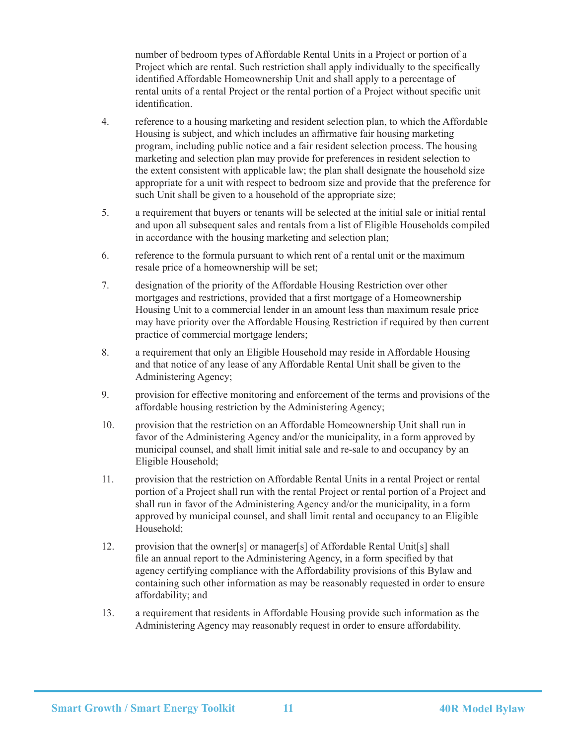number of bedroom types of Affordable Rental Units in a Project or portion of a Project which are rental. Such restriction shall apply individually to the specifically identified Affordable Homeownership Unit and shall apply to a percentage of rental units of a rental Project or the rental portion of a Project without specific unit identification.

4. reference to a housing marketing and resident selection plan, to which the Affordable Housing is subject, and which includes an affirmative fair housing marketing program, including public notice and a fair resident selection process. The housing marketing and selection plan may provide for preferences in resident selection to the extent consistent with applicable law; the plan shall designate the household size appropriate for a unit with respect to bedroom size and provide that the preference for such Unit shall be given to a household of the appropriate size;

5. a requirement that buyers or tenants will be selected at the initial sale or initial rental and upon all subsequent sales and rentals from a list of Eligible Households compiled in accordance with the housing marketing and selection plan;

6. reference to the formula pursuant to which rent of a rental unit or the maximum resale price of a homeownership will be set;

7. designation of the priority of the Affordable Housing Restriction over other mortgages and restrictions, provided that a first mortgage of a Homeownership Housing Unit to a commercial lender in an amount less than maximum resale price may have priority over the Affordable Housing Restriction if required by then current practice of commercial mortgage lenders;

8. a requirement that only an Eligible Household may reside in Affordable Housing and that notice of any lease of any Affordable Rental Unit shall be given to the Administering Agency;

9. provision for effective monitoring and enforcement of the terms and provisions of the affordable housing restriction by the Administering Agency;

10. provision that the restriction on an Affordable Homeownership Unit shall run in favor of the Administering Agency and/or the municipality, in a form approved by municipal counsel, and shall limit initial sale and re-sale to and occupancy by an Eligible Household;

11. provision that the restriction on Affordable Rental Units in a rental Project or rental portion of a Project shall run with the rental Project or rental portion of a Project and shall run in favor of the Administering Agency and/or the municipality, in a form approved by municipal counsel, and shall limit rental and occupancy to an Eligible Household;

12. provision that the owner[s] or manager[s] of Affordable Rental Unit[s] shall file an annual report to the Administering Agency, in a form specified by that agency certifying compliance with the Affordability provisions of this Bylaw and containing such other information as may be reasonably requested in order to ensure affordability; and

13. a requirement that residents in Affordable Housing provide such information as the Administering Agency may reasonably request in order to ensure affordability.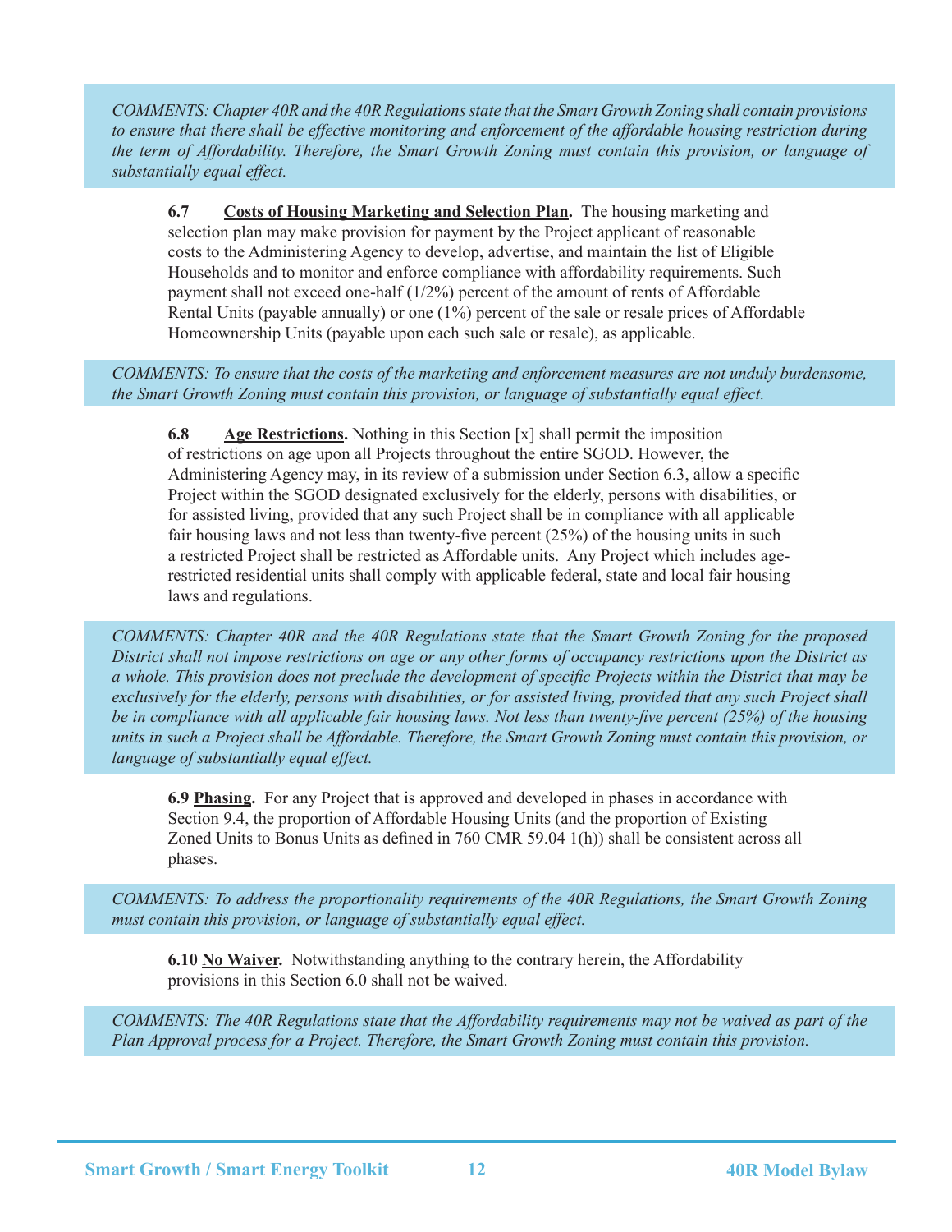*COMMENTS: Chapter 40R and the 40R Regulations state that the Smart Growth Zoning shall contain provisions to ensure that there shall be effective monitoring and enforcement of the affordable housing restriction during the term of Affordability. Therefore, the Smart Growth Zoning must contain this provision, or language of substantially equal effect.*

**6.7 <u>Costs of Housing Marketing and Selection Plan</u>.** The housing marketing and selection plan may make provision for payment by the Project applicant of reasonable costs to the Administering Agency to develop, advertise, and maintain the list of Eligible Households and to monitor and enforce compliance with affordability requirements. Such payment shall not exceed one-half (1/2%) percent of the amount of rents of Affordable Rental Units (payable annually) or one (1%) percent of the sale or resale prices of Affordable Homeownership Units (payable upon each such sale or resale), as applicable.

*COMMENTS: To ensure that the costs of the marketing and enforcement measures are not unduly burdensome, the Smart Growth Zoning must contain this provision, or language of substantially equal effect.*

**6.8 <u>Age Restrictions</u>.** Nothing in this Section [x] shall permit the imposition of restrictions on age upon all Projects throughout the entire SGOD. However, the Administering Agency may, in its review of a submission under Section 6.3, allow a specific Project within the SGOD designated exclusively for the elderly, persons with disabilities, or for assisted living, provided that any such Project shall be in compliance with all applicable fair housing laws and not less than twenty-five percent (25%) of the housing units in such a restricted Project shall be restricted as Affordable units. Any Project which includes age-restricted residential units shall comply with applicable federal, state and local fair housing laws and regulations.

*COMMENTS: Chapter 40R and the 40R Regulations state that the Smart Growth Zoning for the proposed District shall not impose restrictions on age or any other forms of occupancy restrictions upon the District as a whole. This provision does not preclude the development of specific Projects within the District that may be exclusively for the elderly, persons with disabilities, or for assisted living, provided that any such Project shall be in compliance with all applicable fair housing laws. Not less than twenty-five percent (25%) of the housing units in such a Project shall be Affordable. Therefore, the Smart Growth Zoning must contain this provision, or language of substantially equal effect.*

**6.9 <u>Phasing</u>.** For any Project that is approved and developed in phases in accordance with Section 9.4, the proportion of Affordable Housing Units (and the proportion of Existing Zoned Units to Bonus Units as defined in 760 CMR 59.04 1(h)) shall be consistent across all phases.

*COMMENTS: To address the proportionality requirements of the 40R Regulations, the Smart Growth Zoning must contain this provision, or language of substantially equal effect.*

**6.10 <u>No Waiver</u>.** Notwithstanding anything to the contrary herein, the Affordability provisions in this Section 6.0 shall not be waived.

*COMMENTS: The 40R Regulations state that the Affordability requirements may not be waived as part of the Plan Approval process for a Project. Therefore, the Smart Growth Zoning must contain this provision.*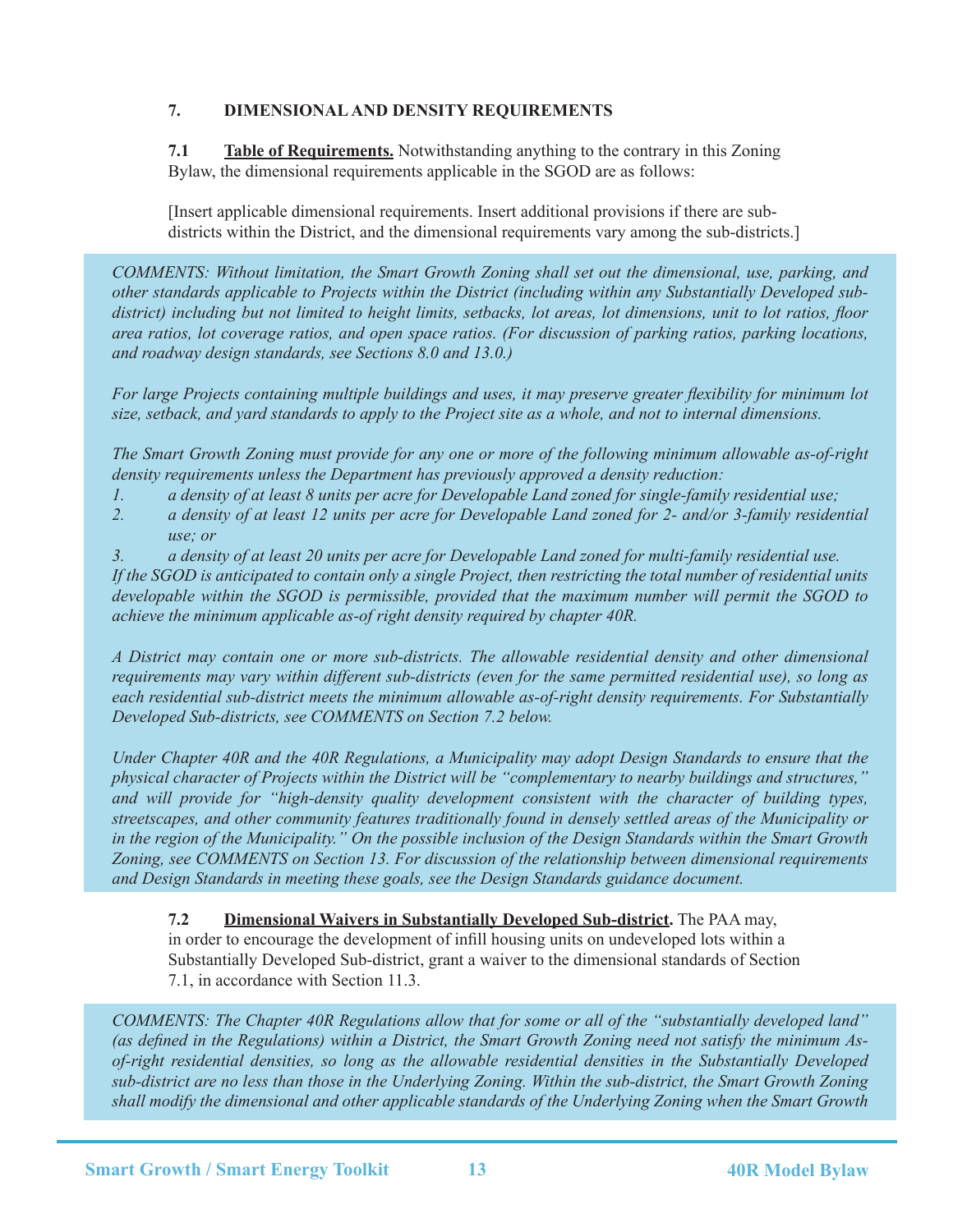## 7. DIMENSIONAL AND DENSITY REQUIREMENTS

**7.1 Table of Requirements.** Notwithstanding anything to the contrary in this Zoning Bylaw, the dimensional requirements applicable in the SGOD are as follows:

[Insert applicable dimensional requirements. Insert additional provisions if there are sub-districts within the District, and the dimensional requirements vary among the sub-districts.]

*COMMENTS: Without limitation, the Smart Growth Zoning shall set out the dimensional, use, parking, and other standards applicable to Projects within the District (including within any Substantially Developed sub-district) including but not limited to height limits, setbacks, lot areas, lot dimensions, unit to lot ratios, floor area ratios, lot coverage ratios, and open space ratios. (For discussion of parking ratios, parking locations, and roadway design standards, see Sections 8.0 and 13.0.)*

*For large Projects containing multiple buildings and uses, it may preserve greater flexibility for minimum lot size, setback, and yard standards to apply to the Project site as a whole, and not to internal dimensions.*

*The Smart Growth Zoning must provide for any one or more of the following minimum allowable as-of-right density requirements unless the Department has previously approved a density reduction:*

1. *a density of at least 8 units per acre for Developable Land zoned for single-family residential use;*
2. *a density of at least 12 units per acre for Developable Land zoned for 2- and/or 3-family residential use; or*
3. *a density of at least 20 units per acre for Developable Land zoned for multi-family residential use.*

*If the SGOD is anticipated to contain only a single Project, then restricting the total number of residential units developable within the SGOD is permissible, provided that the maximum number will permit the SGOD to achieve the minimum applicable as-of right density required by chapter 40R.*

*A District may contain one or more sub-districts. The allowable residential density and other dimensional requirements may vary within different sub-districts (even for the same permitted residential use), so long as each residential sub-district meets the minimum allowable as-of-right density requirements. For Substantially Developed Sub-districts, see COMMENTS on Section 7.2 below.*

*Under Chapter 40R and the 40R Regulations, a Municipality may adopt Design Standards to ensure that the physical character of Projects within the District will be "complementary to nearby buildings and structures," and will provide for "high-density quality development consistent with the character of building types, streetscapes, and other community features traditionally found in densely settled areas of the Municipality or in the region of the Municipality." On the possible inclusion of the Design Standards within the Smart Growth Zoning, see COMMENTS on Section 13. For discussion of the relationship between dimensional requirements and Design Standards in meeting these goals, see the Design Standards guidance document.*

**7.2 Dimensional Waivers in Substantially Developed Sub-district.** The PAA may, in order to encourage the development of infill housing units on undeveloped lots within a Substantially Developed Sub-district, grant a waiver to the dimensional standards of Section 7.1, in accordance with Section 11.3.

*COMMENTS: The Chapter 40R Regulations allow that for some or all of the "substantially developed land" (as defined in the Regulations) within a District, the Smart Growth Zoning need not satisfy the minimum As-of-right residential densities, so long as the allowable residential densities in the Substantially Developed sub-district are no less than those in the Underlying Zoning. Within the sub-district, the Smart Growth Zoning shall modify the dimensional and other applicable standards of the Underlying Zoning when the Smart Growth*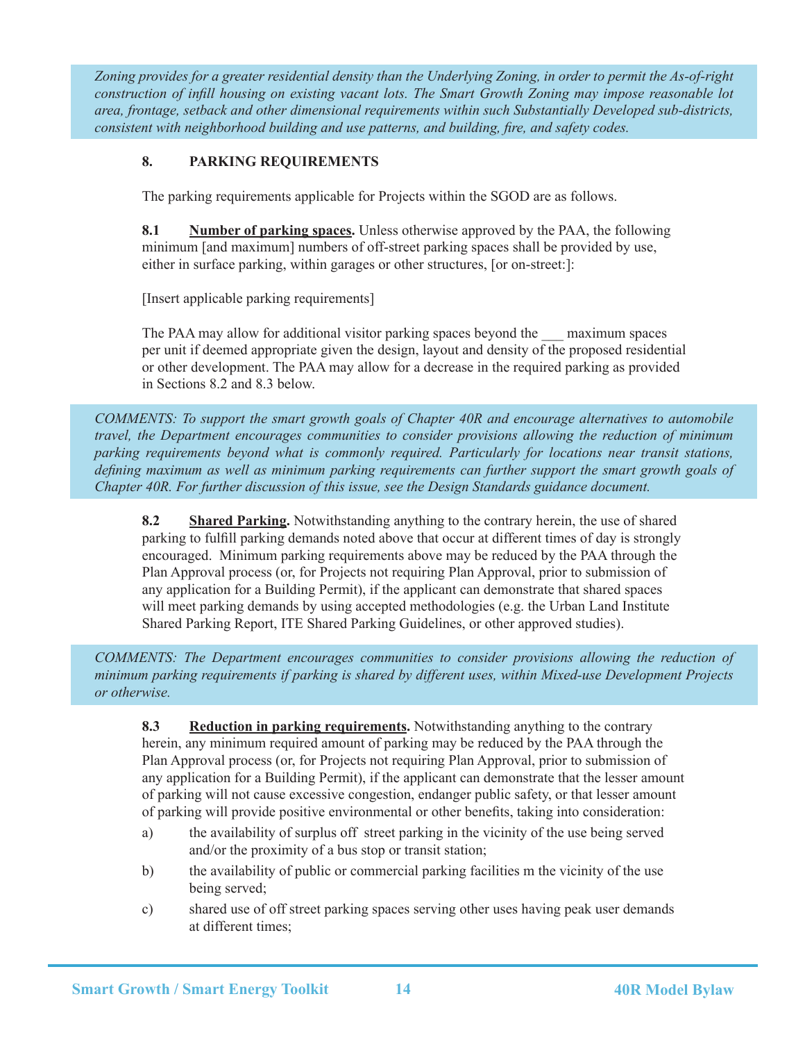*Zoning provides for a greater residential density than the Underlying Zoning, in order to permit the As-of-right construction of infill housing on existing vacant lots. The Smart Growth Zoning may impose reasonable lot area, frontage, setback and other dimensional requirements within such Substantially Developed sub-districts, consistent with neighborhood building and use patterns, and building, fire, and safety codes.*

## 8. PARKING REQUIREMENTS

The parking requirements applicable for Projects within the SGOD are as follows.

**8.1 <u>Number of parking spaces</u>.** Unless otherwise approved by the PAA, the following minimum [and maximum] numbers of off-street parking spaces shall be provided by use, either in surface parking, within garages or other structures, [or on-street:]:

[Insert applicable parking requirements]

The PAA may allow for additional visitor parking spaces beyond the ___ maximum spaces per unit if deemed appropriate given the design, layout and density of the proposed residential or other development. The PAA may allow for a decrease in the required parking as provided in Sections 8.2 and 8.3 below.

*COMMENTS: To support the smart growth goals of Chapter 40R and encourage alternatives to automobile travel, the Department encourages communities to consider provisions allowing the reduction of minimum parking requirements beyond what is commonly required. Particularly for locations near transit stations, defining maximum as well as minimum parking requirements can further support the smart growth goals of Chapter 40R. For further discussion of this issue, see the Design Standards guidance document.*

**8.2 <u>Shared Parking</u>.** Notwithstanding anything to the contrary herein, the use of shared parking to fulfill parking demands noted above that occur at different times of day is strongly encouraged. Minimum parking requirements above may be reduced by the PAA through the Plan Approval process (or, for Projects not requiring Plan Approval, prior to submission of any application for a Building Permit), if the applicant can demonstrate that shared spaces will meet parking demands by using accepted methodologies (e.g. the Urban Land Institute Shared Parking Report, ITE Shared Parking Guidelines, or other approved studies).

*COMMENTS: The Department encourages communities to consider provisions allowing the reduction of minimum parking requirements if parking is shared by different uses, within Mixed-use Development Projects or otherwise.*

**8.3 <u>Reduction in parking requirements</u>.** Notwithstanding anything to the contrary herein, any minimum required amount of parking may be reduced by the PAA through the Plan Approval process (or, for Projects not requiring Plan Approval, prior to submission of any application for a Building Permit), if the applicant can demonstrate that the lesser amount of parking will not cause excessive congestion, endanger public safety, or that lesser amount of parking will provide positive environmental or other benefits, taking into consideration:

a) the availability of surplus off street parking in the vicinity of the use being served and/or the proximity of a bus stop or transit station;

b) the availability of public or commercial parking facilities m the vicinity of the use being served;

c) shared use of off street parking spaces serving other uses having peak user demands at different times;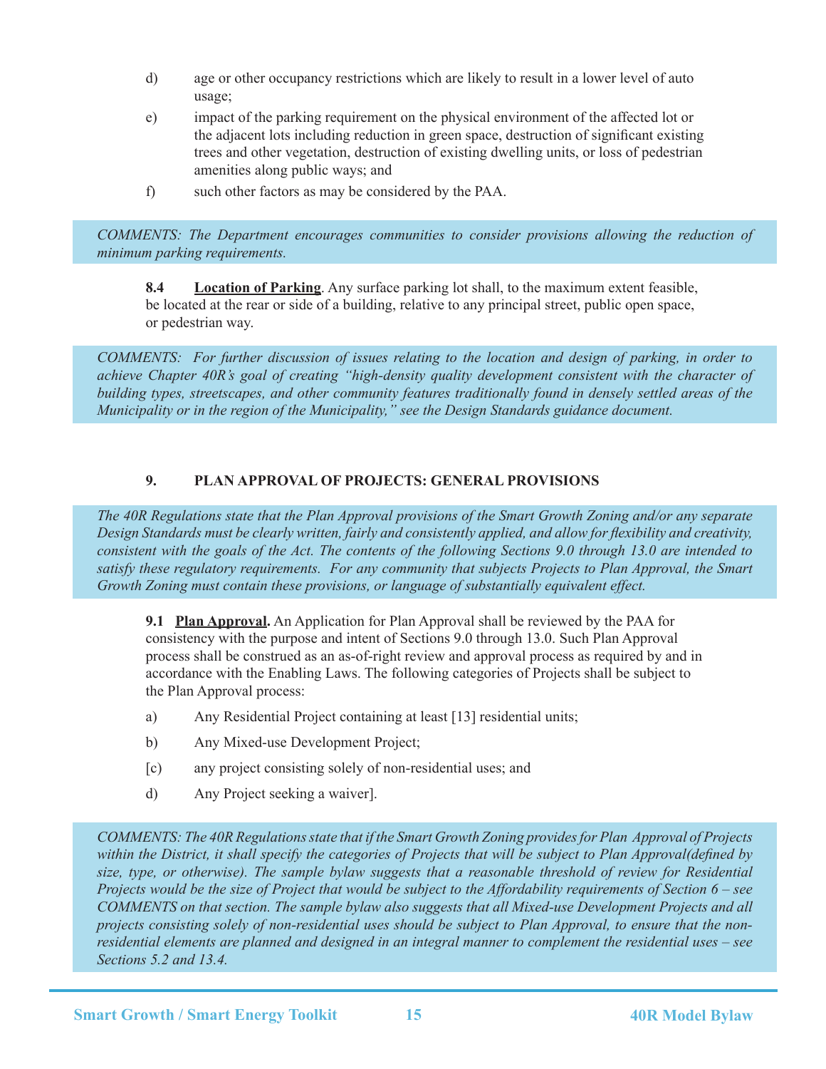d) age or other occupancy restrictions which are likely to result in a lower level of auto usage;

e) impact of the parking requirement on the physical environment of the affected lot or the adjacent lots including reduction in green space, destruction of significant existing trees and other vegetation, destruction of existing dwelling units, or loss of pedestrian amenities along public ways; and

f) such other factors as may be considered by the PAA.

*COMMENTS: The Department encourages communities to consider provisions allowing the reduction of minimum parking requirements.*

**8.4 <u>Location of Parking</u>**. Any surface parking lot shall, to the maximum extent feasible, be located at the rear or side of a building, relative to any principal street, public open space, or pedestrian way.

*COMMENTS: For further discussion of issues relating to the location and design of parking, in order to achieve Chapter 40R's goal of creating "high-density quality development consistent with the character of building types, streetscapes, and other community features traditionally found in densely settled areas of the Municipality or in the region of the Municipality," see the Design Standards guidance document.*

## 9. PLAN APPROVAL OF PROJECTS: GENERAL PROVISIONS

*The 40R Regulations state that the Plan Approval provisions of the Smart Growth Zoning and/or any separate Design Standards must be clearly written, fairly and consistently applied, and allow for flexibility and creativity, consistent with the goals of the Act. The contents of the following Sections 9.0 through 13.0 are intended to satisfy these regulatory requirements. For any community that subjects Projects to Plan Approval, the Smart Growth Zoning must contain these provisions, or language of substantially equivalent effect.*

**9.1 <u>Plan Approval</u>.** An Application for Plan Approval shall be reviewed by the PAA for consistency with the purpose and intent of Sections 9.0 through 13.0. Such Plan Approval process shall be construed as an as-of-right review and approval process as required by and in accordance with the Enabling Laws. The following categories of Projects shall be subject to the Plan Approval process:

a) Any Residential Project containing at least [13] residential units;

b) Any Mixed-use Development Project;

[c) any project consisting solely of non-residential uses; and

d) Any Project seeking a waiver].

*COMMENTS: The 40R Regulations state that if the Smart Growth Zoning provides for Plan Approval of Projects within the District, it shall specify the categories of Projects that will be subject to Plan Approval(defined by size, type, or otherwise). The sample bylaw suggests that a reasonable threshold of review for Residential Projects would be the size of Project that would be subject to the Affordability requirements of Section 6 – see COMMENTS on that section. The sample bylaw also suggests that all Mixed-use Development Projects and all projects consisting solely of non-residential uses should be subject to Plan Approval, to ensure that the non-residential elements are planned and designed in an integral manner to complement the residential uses – see Sections 5.2 and 13.4.*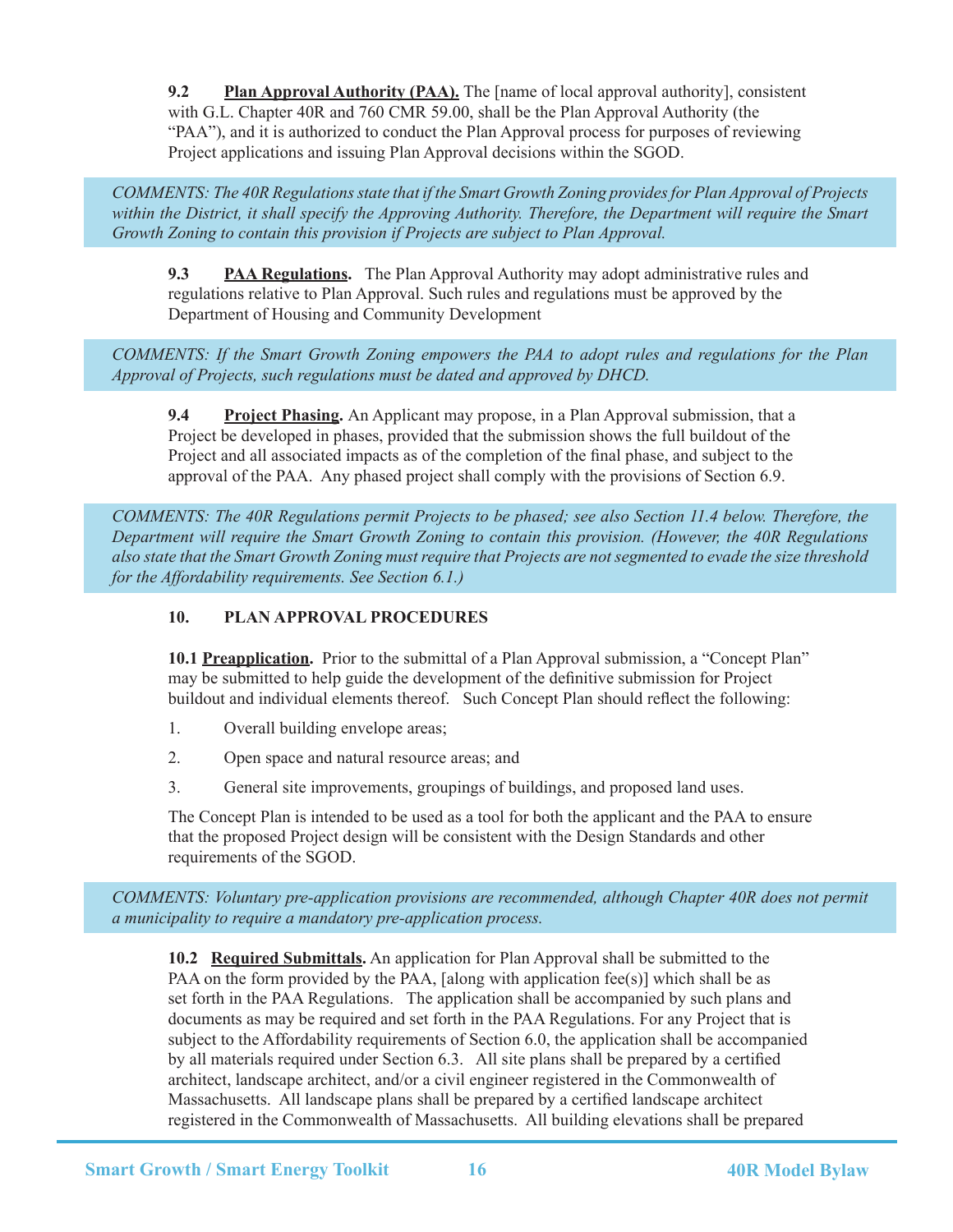**9.2 Plan Approval Authority (PAA).** The [name of local approval authority], consistent with G.L. Chapter 40R and 760 CMR 59.00, shall be the Plan Approval Authority (the "PAA"), and it is authorized to conduct the Plan Approval process for purposes of reviewing Project applications and issuing Plan Approval decisions within the SGOD.

*COMMENTS: The 40R Regulations state that if the Smart Growth Zoning provides for Plan Approval of Projects within the District, it shall specify the Approving Authority. Therefore, the Department will require the Smart Growth Zoning to contain this provision if Projects are subject to Plan Approval.*

**9.3 PAA Regulations.** The Plan Approval Authority may adopt administrative rules and regulations relative to Plan Approval. Such rules and regulations must be approved by the Department of Housing and Community Development

*COMMENTS: If the Smart Growth Zoning empowers the PAA to adopt rules and regulations for the Plan Approval of Projects, such regulations must be dated and approved by DHCD.*

**9.4 Project Phasing.** An Applicant may propose, in a Plan Approval submission, that a Project be developed in phases, provided that the submission shows the full buildout of the Project and all associated impacts as of the completion of the final phase, and subject to the approval of the PAA. Any phased project shall comply with the provisions of Section 6.9.

*COMMENTS: The 40R Regulations permit Projects to be phased; see also Section 11.4 below. Therefore, the Department will require the Smart Growth Zoning to contain this provision. (However, the 40R Regulations also state that the Smart Growth Zoning must require that Projects are not segmented to evade the size threshold for the Affordability requirements. See Section 6.1.)*

## 10. PLAN APPROVAL PROCEDURES

**10.1 Preapplication.** Prior to the submittal of a Plan Approval submission, a "Concept Plan" may be submitted to help guide the development of the definitive submission for Project buildout and individual elements thereof. Such Concept Plan should reflect the following:

1. Overall building envelope areas;
2. Open space and natural resource areas; and
3. General site improvements, groupings of buildings, and proposed land uses.

The Concept Plan is intended to be used as a tool for both the applicant and the PAA to ensure that the proposed Project design will be consistent with the Design Standards and other requirements of the SGOD.

*COMMENTS: Voluntary pre-application provisions are recommended, although Chapter 40R does not permit a municipality to require a mandatory pre-application process.*

**10.2 Required Submittals.** An application for Plan Approval shall be submitted to the PAA on the form provided by the PAA, [along with application fee(s)] which shall be as set forth in the PAA Regulations. The application shall be accompanied by such plans and documents as may be required and set forth in the PAA Regulations. For any Project that is subject to the Affordability requirements of Section 6.0, the application shall be accompanied by all materials required under Section 6.3. All site plans shall be prepared by a certified architect, landscape architect, and/or a civil engineer registered in the Commonwealth of Massachusetts. All landscape plans shall be prepared by a certified landscape architect registered in the Commonwealth of Massachusetts. All building elevations shall be prepared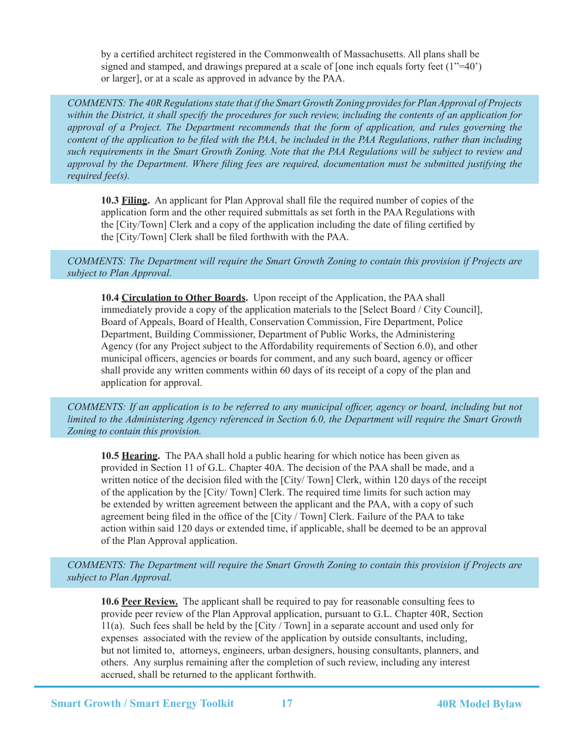by a certified architect registered in the Commonwealth of Massachusetts. All plans shall be signed and stamped, and drawings prepared at a scale of [one inch equals forty feet (1"=40') or larger], or at a scale as approved in advance by the PAA.

*COMMENTS: The 40R Regulations state that if the Smart Growth Zoning provides for Plan Approval of Projects within the District, it shall specify the procedures for such review, including the contents of an application for approval of a Project. The Department recommends that the form of application, and rules governing the content of the application to be filed with the PAA, be included in the PAA Regulations, rather than including such requirements in the Smart Growth Zoning. Note that the PAA Regulations will be subject to review and approval by the Department. Where filing fees are required, documentation must be submitted justifying the required fee(s).*

**10.3 Filing.** An applicant for Plan Approval shall file the required number of copies of the application form and the other required submittals as set forth in the PAA Regulations with the [City/Town] Clerk and a copy of the application including the date of filing certified by the [City/Town] Clerk shall be filed forthwith with the PAA.

*COMMENTS: The Department will require the Smart Growth Zoning to contain this provision if Projects are subject to Plan Approval.*

**10.4 Circulation to Other Boards.** Upon receipt of the Application, the PAA shall immediately provide a copy of the application materials to the [Select Board / City Council], Board of Appeals, Board of Health, Conservation Commission, Fire Department, Police Department, Building Commissioner, Department of Public Works, the Administering Agency (for any Project subject to the Affordability requirements of Section 6.0), and other municipal officers, agencies or boards for comment, and any such board, agency or officer shall provide any written comments within 60 days of its receipt of a copy of the plan and application for approval.

*COMMENTS: If an application is to be referred to any municipal officer, agency or board, including but not limited to the Administering Agency referenced in Section 6.0, the Department will require the Smart Growth Zoning to contain this provision.*

**10.5 Hearing.** The PAA shall hold a public hearing for which notice has been given as provided in Section 11 of G.L. Chapter 40A. The decision of the PAA shall be made, and a written notice of the decision filed with the [City/ Town] Clerk, within 120 days of the receipt of the application by the [City/ Town] Clerk. The required time limits for such action may be extended by written agreement between the applicant and the PAA, with a copy of such agreement being filed in the office of the [City / Town] Clerk. Failure of the PAA to take action within said 120 days or extended time, if applicable, shall be deemed to be an approval of the Plan Approval application.

*COMMENTS: The Department will require the Smart Growth Zoning to contain this provision if Projects are subject to Plan Approval.*

**10.6 Peer Review.** The applicant shall be required to pay for reasonable consulting fees to provide peer review of the Plan Approval application, pursuant to G.L. Chapter 40R, Section 11(a). Such fees shall be held by the [City / Town] in a separate account and used only for expenses associated with the review of the application by outside consultants, including, but not limited to, attorneys, engineers, urban designers, housing consultants, planners, and others. Any surplus remaining after the completion of such review, including any interest accrued, shall be returned to the applicant forthwith.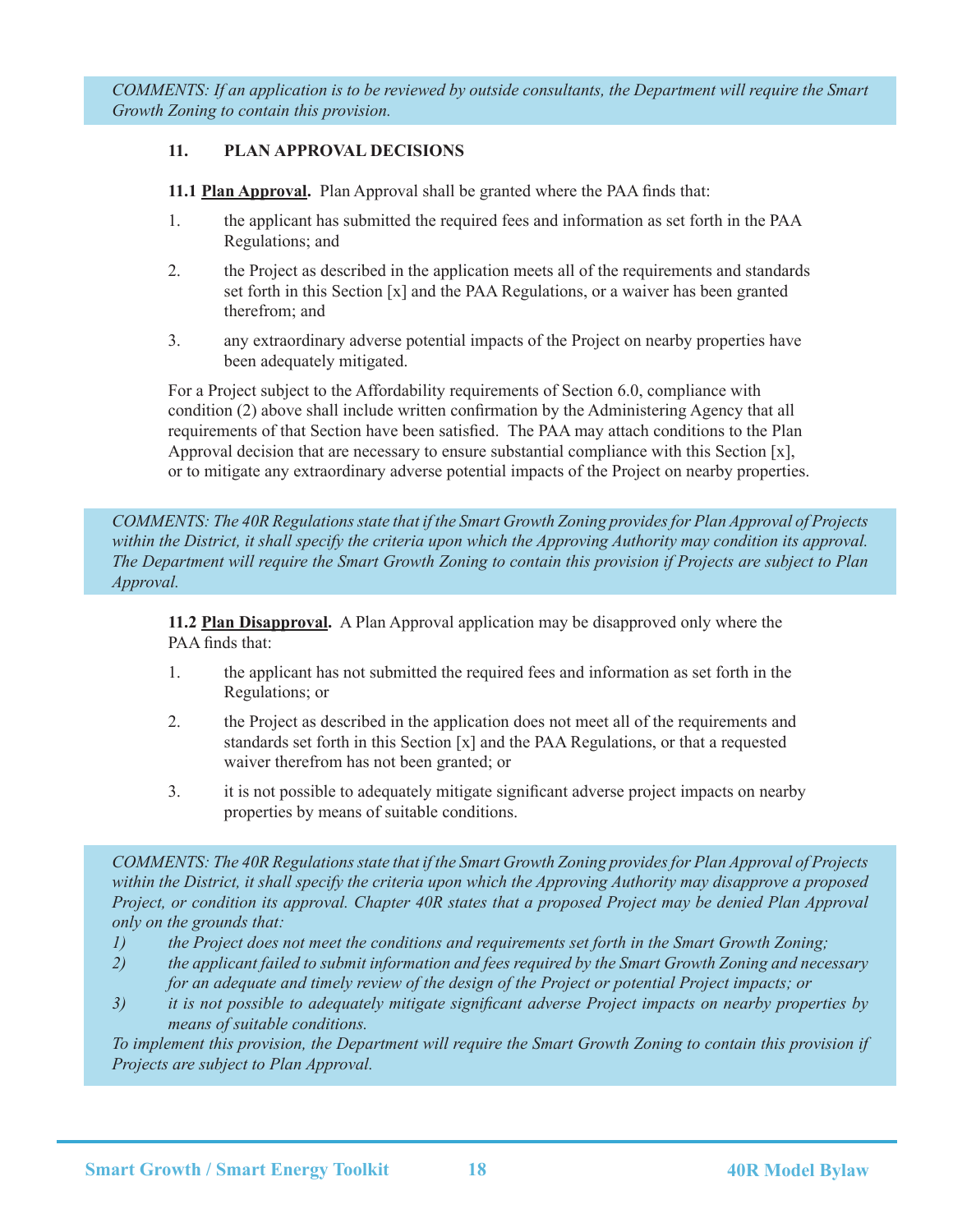*COMMENTS: If an application is to be reviewed by outside consultants, the Department will require the Smart Growth Zoning to contain this provision.*

## 11. PLAN APPROVAL DECISIONS

**11.1 Plan Approval.** Plan Approval shall be granted where the PAA finds that:

1. the applicant has submitted the required fees and information as set forth in the PAA Regulations; and
2. the Project as described in the application meets all of the requirements and standards set forth in this Section [x] and the PAA Regulations, or a waiver has been granted therefrom; and
3. any extraordinary adverse potential impacts of the Project on nearby properties have been adequately mitigated.

For a Project subject to the Affordability requirements of Section 6.0, compliance with condition (2) above shall include written confirmation by the Administering Agency that all requirements of that Section have been satisfied. The PAA may attach conditions to the Plan Approval decision that are necessary to ensure substantial compliance with this Section [x], or to mitigate any extraordinary adverse potential impacts of the Project on nearby properties.

*COMMENTS: The 40R Regulations state that if the Smart Growth Zoning provides for Plan Approval of Projects within the District, it shall specify the criteria upon which the Approving Authority may condition its approval. The Department will require the Smart Growth Zoning to contain this provision if Projects are subject to Plan Approval.*

**11.2 Plan Disapproval.** A Plan Approval application may be disapproved only where the PAA finds that:

1. the applicant has not submitted the required fees and information as set forth in the Regulations; or
2. the Project as described in the application does not meet all of the requirements and standards set forth in this Section [x] and the PAA Regulations, or that a requested waiver therefrom has not been granted; or
3. it is not possible to adequately mitigate significant adverse project impacts on nearby properties by means of suitable conditions.

*COMMENTS: The 40R Regulations state that if the Smart Growth Zoning provides for Plan Approval of Projects within the District, it shall specify the criteria upon which the Approving Authority may disapprove a proposed Project, or condition its approval. Chapter 40R states that a proposed Project may be denied Plan Approval only on the grounds that:*

1) *the Project does not meet the conditions and requirements set forth in the Smart Growth Zoning;*
2) *the applicant failed to submit information and fees required by the Smart Growth Zoning and necessary for an adequate and timely review of the design of the Project or potential Project impacts; or*
3) *it is not possible to adequately mitigate significant adverse Project impacts on nearby properties by means of suitable conditions.*

*To implement this provision, the Department will require the Smart Growth Zoning to contain this provision if Projects are subject to Plan Approval.*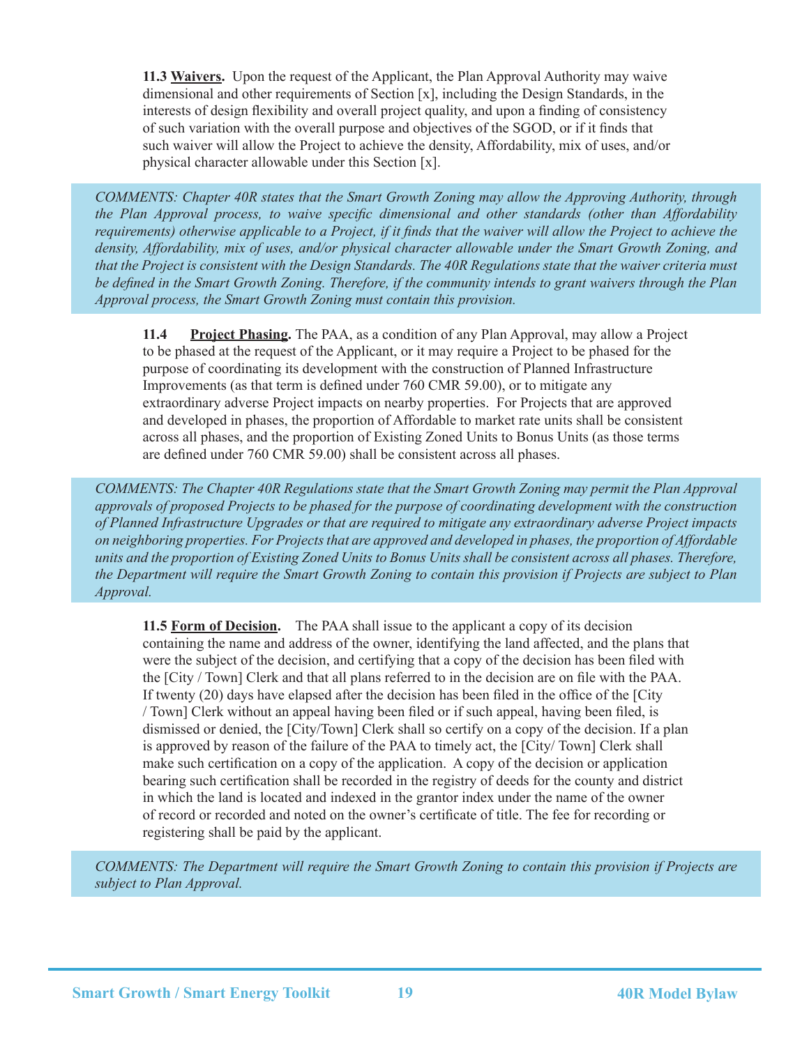**11.3 <u>Waivers</u>.** Upon the request of the Applicant, the Plan Approval Authority may waive dimensional and other requirements of Section [x], including the Design Standards, in the interests of design flexibility and overall project quality, and upon a finding of consistency of such variation with the overall purpose and objectives of the SGOD, or if it finds that such waiver will allow the Project to achieve the density, Affordability, mix of uses, and/or physical character allowable under this Section [x].

*COMMENTS: Chapter 40R states that the Smart Growth Zoning may allow the Approving Authority, through the Plan Approval process, to waive specific dimensional and other standards (other than Affordability requirements) otherwise applicable to a Project, if it finds that the waiver will allow the Project to achieve the density, Affordability, mix of uses, and/or physical character allowable under the Smart Growth Zoning, and that the Project is consistent with the Design Standards. The 40R Regulations state that the waiver criteria must be defined in the Smart Growth Zoning. Therefore, if the community intends to grant waivers through the Plan Approval process, the Smart Growth Zoning must contain this provision.*

**11.4 <u>Project Phasing</u>.** The PAA, as a condition of any Plan Approval, may allow a Project to be phased at the request of the Applicant, or it may require a Project to be phased for the purpose of coordinating its development with the construction of Planned Infrastructure Improvements (as that term is defined under 760 CMR 59.00), or to mitigate any extraordinary adverse Project impacts on nearby properties. For Projects that are approved and developed in phases, the proportion of Affordable to market rate units shall be consistent across all phases, and the proportion of Existing Zoned Units to Bonus Units (as those terms are defined under 760 CMR 59.00) shall be consistent across all phases.

*COMMENTS: The Chapter 40R Regulations state that the Smart Growth Zoning may permit the Plan Approval approvals of proposed Projects to be phased for the purpose of coordinating development with the construction of Planned Infrastructure Upgrades or that are required to mitigate any extraordinary adverse Project impacts on neighboring properties. For Projects that are approved and developed in phases, the proportion of Affordable units and the proportion of Existing Zoned Units to Bonus Units shall be consistent across all phases. Therefore, the Department will require the Smart Growth Zoning to contain this provision if Projects are subject to Plan Approval.*

**11.5 <u>Form of Decision</u>.** The PAA shall issue to the applicant a copy of its decision containing the name and address of the owner, identifying the land affected, and the plans that were the subject of the decision, and certifying that a copy of the decision has been filed with the [City / Town] Clerk and that all plans referred to in the decision are on file with the PAA. If twenty (20) days have elapsed after the decision has been filed in the office of the [City / Town] Clerk without an appeal having been filed or if such appeal, having been filed, is dismissed or denied, the [City/Town] Clerk shall so certify on a copy of the decision. If a plan is approved by reason of the failure of the PAA to timely act, the [City/ Town] Clerk shall make such certification on a copy of the application. A copy of the decision or application bearing such certification shall be recorded in the registry of deeds for the county and district in which the land is located and indexed in the grantor index under the name of the owner of record or recorded and noted on the owner's certificate of title. The fee for recording or registering shall be paid by the applicant.

*COMMENTS: The Department will require the Smart Growth Zoning to contain this provision if Projects are subject to Plan Approval.*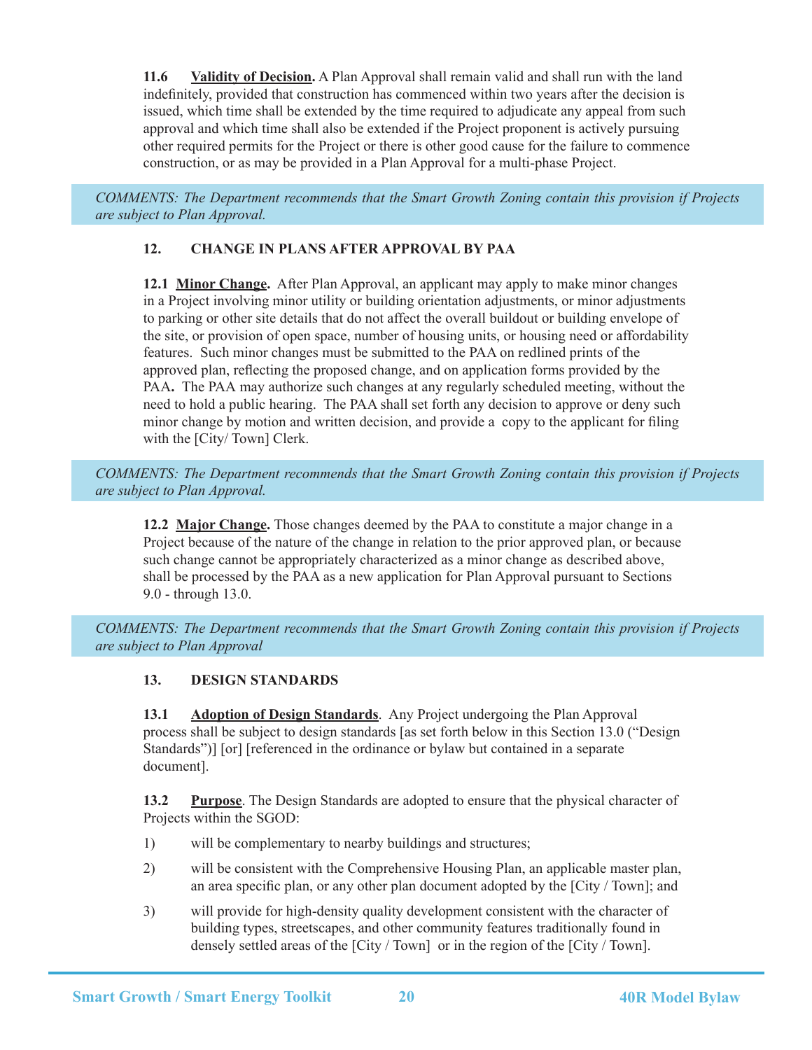**11.6 Validity of Decision.** A Plan Approval shall remain valid and shall run with the land indefinitely, provided that construction has commenced within two years after the decision is issued, which time shall be extended by the time required to adjudicate any appeal from such approval and which time shall also be extended if the Project proponent is actively pursuing other required permits for the Project or there is other good cause for the failure to commence construction, or as may be provided in a Plan Approval for a multi-phase Project.

*COMMENTS: The Department recommends that the Smart Growth Zoning contain this provision if Projects are subject to Plan Approval.*

## 12. CHANGE IN PLANS AFTER APPROVAL BY PAA

**12.1 Minor Change.** After Plan Approval, an applicant may apply to make minor changes in a Project involving minor utility or building orientation adjustments, or minor adjustments to parking or other site details that do not affect the overall buildout or building envelope of the site, or provision of open space, number of housing units, or housing need or affordability features. Such minor changes must be submitted to the PAA on redlined prints of the approved plan, reflecting the proposed change, and on application forms provided by the PAA. The PAA may authorize such changes at any regularly scheduled meeting, without the need to hold a public hearing. The PAA shall set forth any decision to approve or deny such minor change by motion and written decision, and provide a copy to the applicant for filing with the [City/ Town] Clerk.

*COMMENTS: The Department recommends that the Smart Growth Zoning contain this provision if Projects are subject to Plan Approval.*

**12.2 Major Change.** Those changes deemed by the PAA to constitute a major change in a Project because of the nature of the change in relation to the prior approved plan, or because such change cannot be appropriately characterized as a minor change as described above, shall be processed by the PAA as a new application for Plan Approval pursuant to Sections 9.0 - through 13.0.

*COMMENTS: The Department recommends that the Smart Growth Zoning contain this provision if Projects are subject to Plan Approval*

## 13. DESIGN STANDARDS

**13.1 Adoption of Design Standards**. Any Project undergoing the Plan Approval process shall be subject to design standards [as set forth below in this Section 13.0 ("Design Standards")] [or] [referenced in the ordinance or bylaw but contained in a separate document].

**13.2 Purpose**. The Design Standards are adopted to ensure that the physical character of Projects within the SGOD:

1) will be complementary to nearby buildings and structures;

2) will be consistent with the Comprehensive Housing Plan, an applicable master plan, an area specific plan, or any other plan document adopted by the [City / Town]; and

3) will provide for high-density quality development consistent with the character of building types, streetscapes, and other community features traditionally found in densely settled areas of the [City / Town] or in the region of the [City / Town].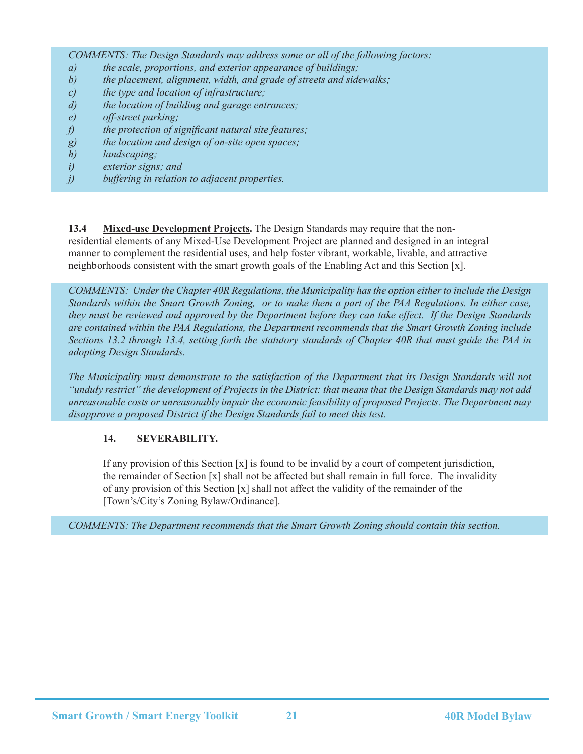*COMMENTS: The Design Standards may address some or all of the following factors:*

*a) the scale, proportions, and exterior appearance of buildings;*
*b) the placement, alignment, width, and grade of streets and sidewalks;*
*c) the type and location of infrastructure;*
*d) the location of building and garage entrances;*
*e) off-street parking;*
*f) the protection of significant natural site features;*
*g) the location and design of on-site open spaces;*
*h) landscaping;*
*i) exterior signs; and*
*j) buffering in relation to adjacent properties.*

**13.4 Mixed-use Development Projects.** The Design Standards may require that the non-residential elements of any Mixed-Use Development Project are planned and designed in an integral manner to complement the residential uses, and help foster vibrant, workable, livable, and attractive neighborhoods consistent with the smart growth goals of the Enabling Act and this Section [x].

*COMMENTS: Under the Chapter 40R Regulations, the Municipality has the option either to include the Design Standards within the Smart Growth Zoning, or to make them a part of the PAA Regulations. In either case, they must be reviewed and approved by the Department before they can take effect. If the Design Standards are contained within the PAA Regulations, the Department recommends that the Smart Growth Zoning include Sections 13.2 through 13.4, setting forth the statutory standards of Chapter 40R that must guide the PAA in adopting Design Standards.*

*The Municipality must demonstrate to the satisfaction of the Department that its Design Standards will not "unduly restrict" the development of Projects in the District: that means that the Design Standards may not add unreasonable costs or unreasonably impair the economic feasibility of proposed Projects. The Department may disapprove a proposed District if the Design Standards fail to meet this test.*

## 14. SEVERABILITY.

If any provision of this Section [x] is found to be invalid by a court of competent jurisdiction, the remainder of Section [x] shall not be affected but shall remain in full force. The invalidity of any provision of this Section [x] shall not affect the validity of the remainder of the [Town's/City's Zoning Bylaw/Ordinance].

*COMMENTS: The Department recommends that the Smart Growth Zoning should contain this section.*